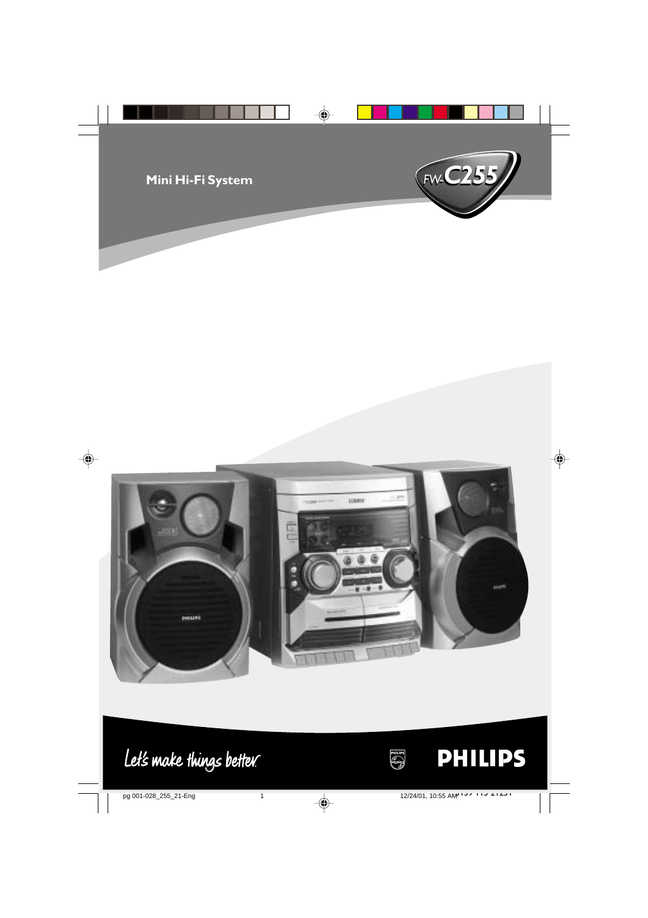# Mini Hi-Fi System

FW-C255

Let's make things better.

PHILIPS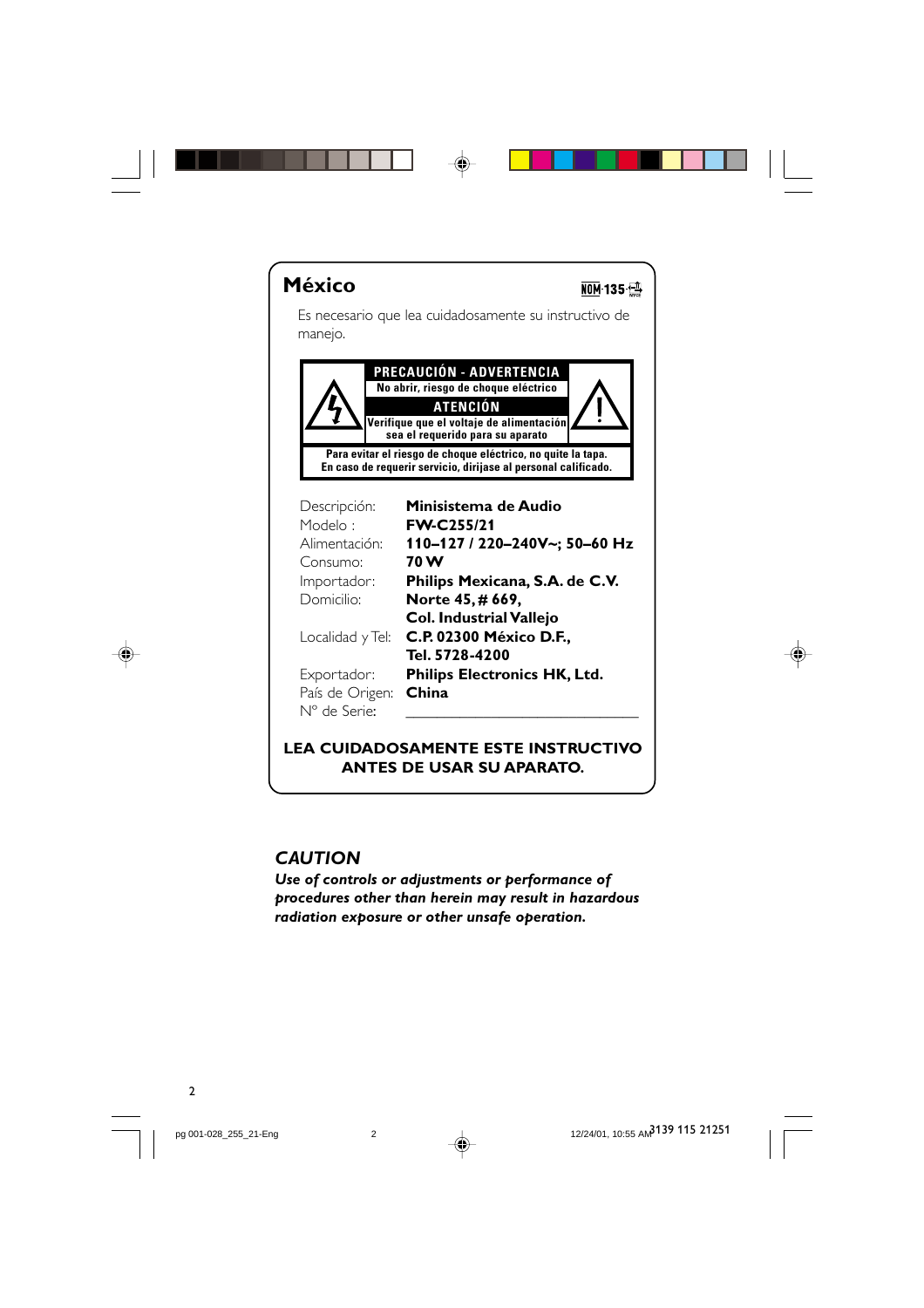## México

NOM-135

Es necesario que lea cuidadosamente su instructivo de manejo.

**PRECAUCIÓN - ADVERTENCIA**

**No abrir, riesgo de choque eléctrico**

**ATENCIÓN**

**Verifique que el voltaje de alimentación sea el requerido para su aparato**

**Para evitar el riesgo de choque eléctrico, no quite la tapa. En caso de requerir servicio, dirijase al personal calificado.**

| | |
|---|---|
| Descripción: | **Minisistema de Audio** |
| Modelo : | **FW-C255/21** |
| Alimentación: | **110–127 / 220–240V~; 50–60 Hz** |
| Consumo: | **70 W** |
| Importador: | **Philips Mexicana, S.A. de C.V.** |
| Domicilio: | **Norte 45, # 669, Col. Industrial Vallejo** |
| Localidad y Tel: | **C.P. 02300 México D.F., Tel. 5728-4200** |
| Exportador: | **Philips Electronics HK, Ltd.** |
| País de Origen: | **China** |
| N° de Serie: | ______________________________ |

**LEA CUIDADOSAMENTE ESTE INSTRUCTIVO ANTES DE USAR SU APARATO.**

### *CAUTION*

***Use of controls or adjustments or performance of procedures other than herein may result in hazardous radiation exposure or other unsafe operation.***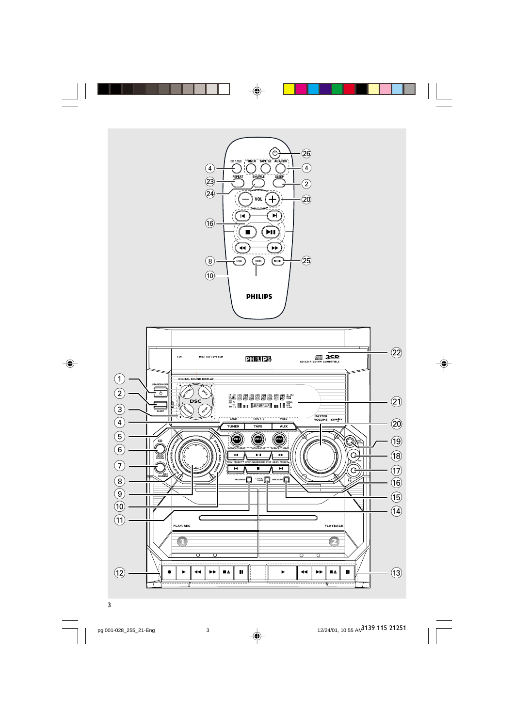CD 1/2/3 TUNER TAPE 1/2 AUX/CDR

REPEAT SHUFFLE SLEEP

VOL

DSC DBB MUTE

PHILIPS

FW- MINI HIFI SYSTEM

PHILIPS

3CD

CD/CD-R/CD-RW COMPATIBLE

DIGITAL SOUND DISPLAY

STANDBY-ON

SLEEP

DSC

OPTIMAL JAZZ TECHNO ROCK

MASTER VOLUME

BAND TAPE 1•2 VIDEO

TUNER TAPE AUX

CD

OPEN/CLOSE

DISC CHANGE

DIGITAL SOUND CONTROL

DYNAMIC BASS BOOST

CD1 CD2 CD3

SEARCH•TUNING PLAY•PAUSE SEARCH•TUNING

PREV/PRESET STOP•CLEAR/DEMO STOP NEXT/PRESET

PROGRAM CLOCK/TIMER DIM MODE

PLAY/REC PLAYBACK

1 2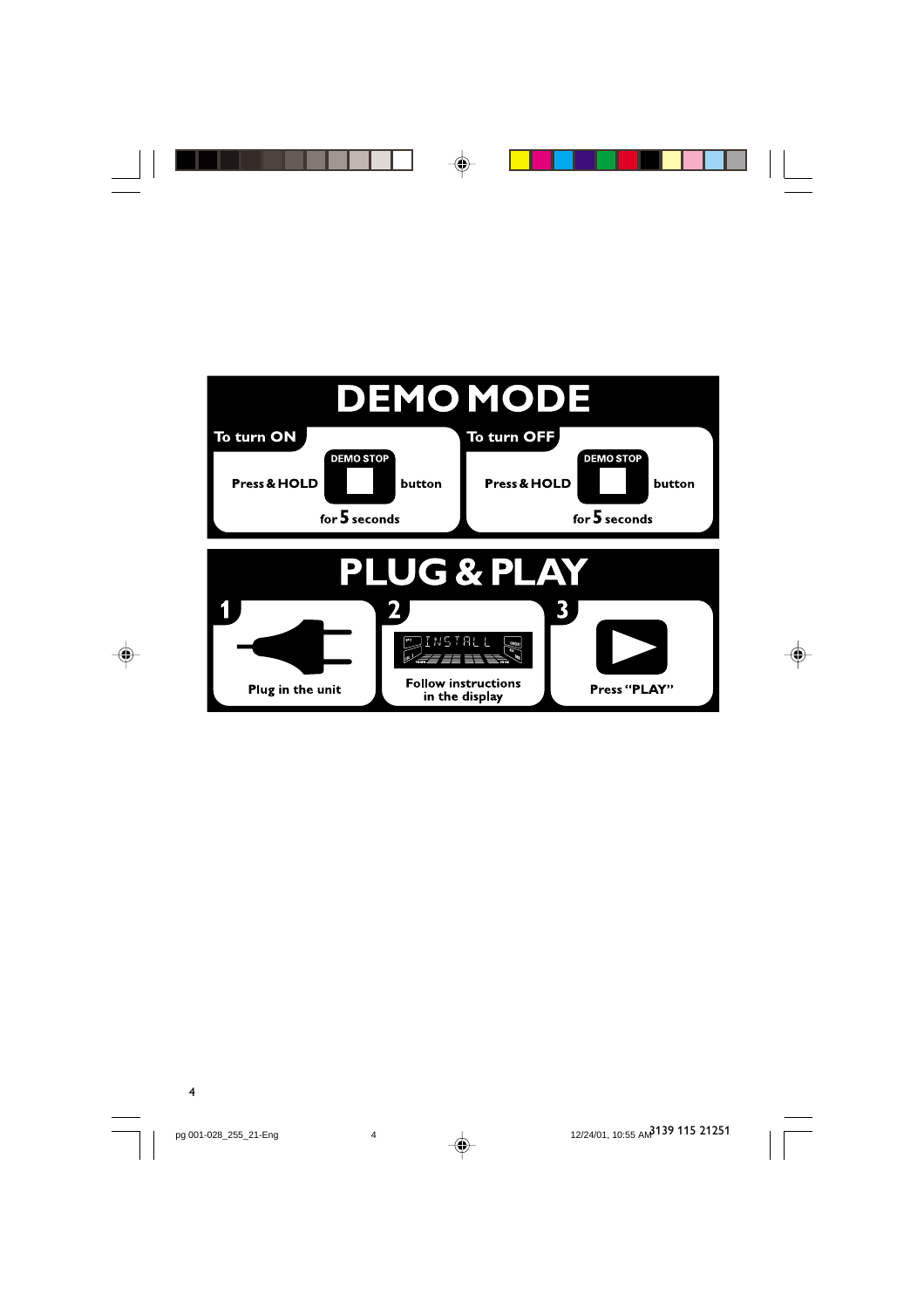# DEMO MODE

**To turn ON**

Press & HOLD **DEMO STOP** button for 5 seconds

**To turn OFF**

Press & HOLD **DEMO STOP** button for 5 seconds

# PLUG & PLAY

**1** Plug in the unit

**2** Follow instructions in the display

**3** Press "PLAY"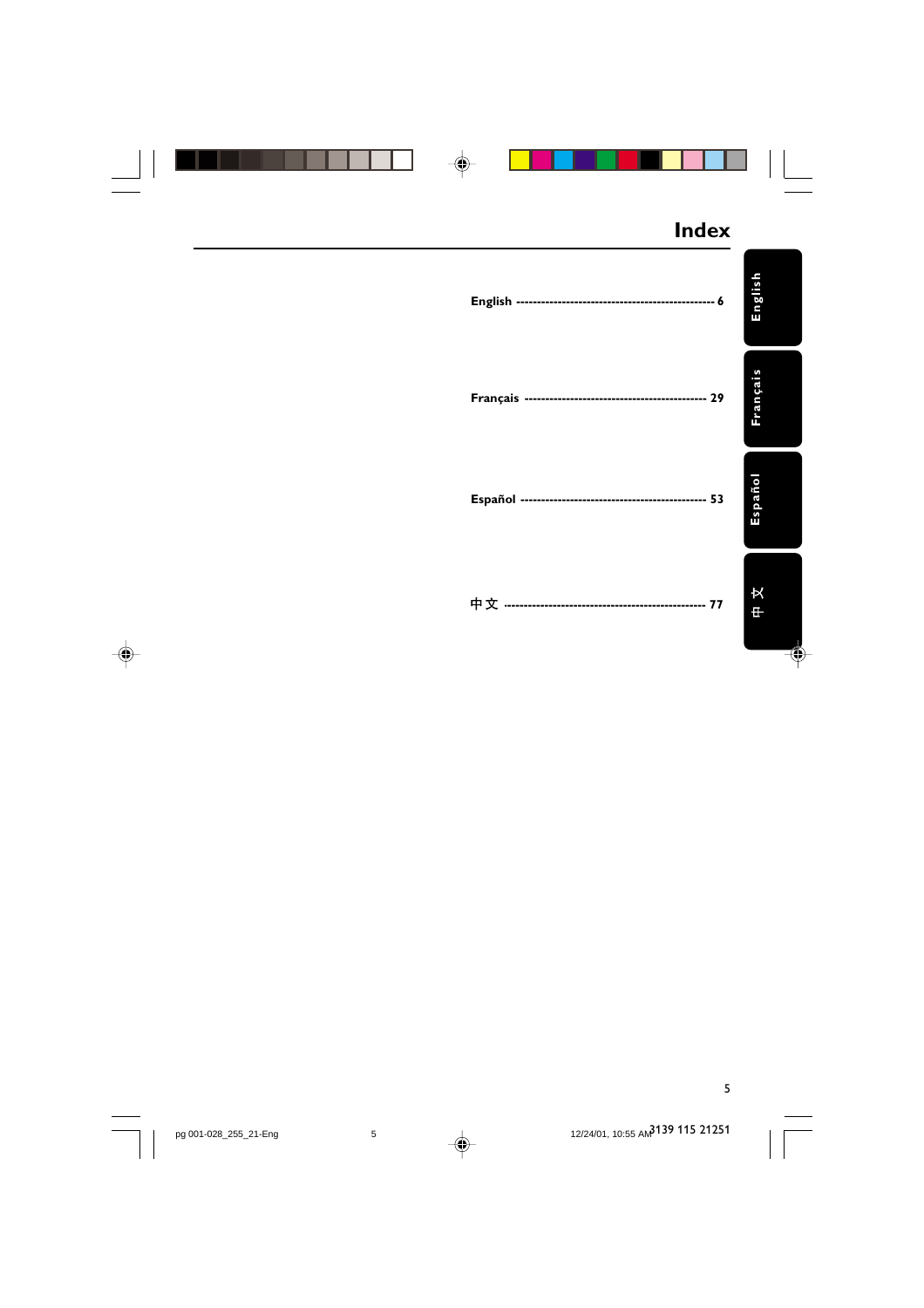# Index

English ------------------------------------------------- 6

Français -------------------------------------------- 29

Español --------------------------------------------- 53

中文 ------------------------------------------------- 77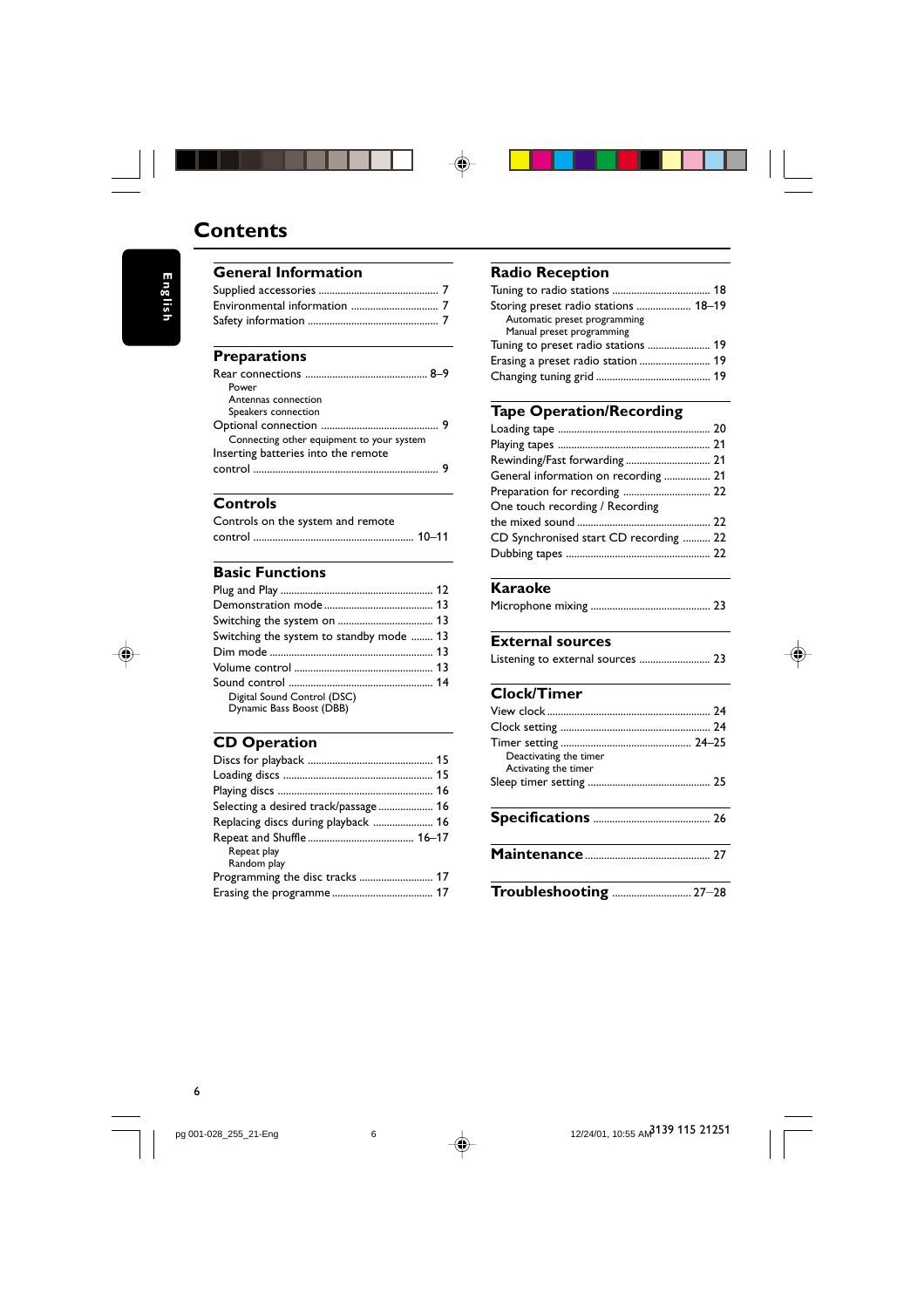# Contents

## General Information

Supplied accessories ............ 7
Environmental information ............ 7
Safety information ............ 7

## Preparations

Rear connections ............ 8–9
- Power
- Antennas connection
- Speakers connection

Optional connection ............ 9
- Connecting other equipment to your system

Inserting batteries into the remote control ............ 9

## Controls

Controls on the system and remote control ............ 10–11

## Basic Functions

Plug and Play ............ 12
Demonstration mode ............ 13
Switching the system on ............ 13
Switching the system to standby mode ............ 13
Dim mode ............ 13
Volume control ............ 13
Sound control ............ 14
- Digital Sound Control (DSC)
- Dynamic Bass Boost (DBB)

## CD Operation

Discs for playback ............ 15
Loading discs ............ 15
Playing discs ............ 16
Selecting a desired track/passage ............ 16
Replacing discs during playback ............ 16
Repeat and Shuffle ............ 16–17
- Repeat play
- Random play

Programming the disc tracks ............ 17
Erasing the programme ............ 17

## Radio Reception

Tuning to radio stations ............ 18
Storing preset radio stations ............ 18–19
- Automatic preset programming
- Manual preset programming

Tuning to preset radio stations ............ 19
Erasing a preset radio station ............ 19
Changing tuning grid ............ 19

## Tape Operation/Recording

Loading tape ............ 20
Playing tapes ............ 21
Rewinding/Fast forwarding ............ 21
General information on recording ............ 21
Preparation for recording ............ 22
One touch recording / Recording the mixed sound ............ 22
CD Synchronised start CD recording ............ 22
Dubbing tapes ............ 22

## Karaoke

Microphone mixing ............ 23

## External sources

Listening to external sources ............ 23

## Clock/Timer

View clock ............ 24
Clock setting ............ 24
Timer setting ............ 24–25
- Deactivating the timer
- Activating the timer

Sleep timer setting ............ 25

## Specifications ............ 26

## Maintenance ............ 27

## Troubleshooting ............ 27–28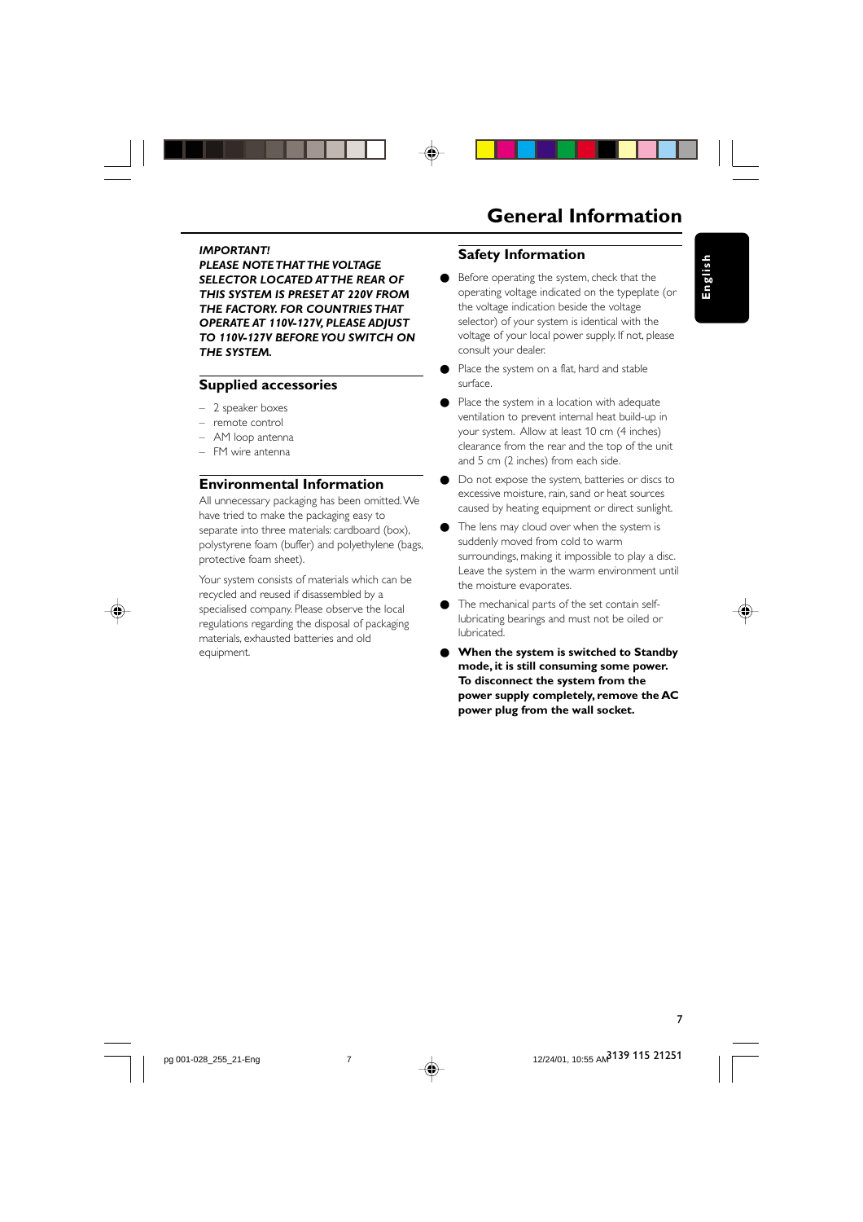# General Information

***IMPORTANT!***
***PLEASE NOTE THAT THE VOLTAGE SELECTOR LOCATED AT THE REAR OF THIS SYSTEM IS PRESET AT 220V FROM THE FACTORY. FOR COUNTRIES THAT OPERATE AT 110V-127V, PLEASE ADJUST TO 110V-127V BEFORE YOU SWITCH ON THE SYSTEM.***

## Supplied accessories

– 2 speaker boxes
– remote control
– AM loop antenna
– FM wire antenna

## Environmental Information

All unnecessary packaging has been omitted. We have tried to make the packaging easy to separate into three materials: cardboard (box), polystyrene foam (buffer) and polyethylene (bags, protective foam sheet).

Your system consists of materials which can be recycled and reused if disassembled by a specialised company. Please observe the local regulations regarding the disposal of packaging materials, exhausted batteries and old equipment.

## Safety Information

- Before operating the system, check that the operating voltage indicated on the typeplate (or the voltage indication beside the voltage selector) of your system is identical with the voltage of your local power supply. If not, please consult your dealer.
- Place the system on a flat, hard and stable surface.
- Place the system in a location with adequate ventilation to prevent internal heat build-up in your system. Allow at least 10 cm (4 inches) clearance from the rear and the top of the unit and 5 cm (2 inches) from each side.
- Do not expose the system, batteries or discs to excessive moisture, rain, sand or heat sources caused by heating equipment or direct sunlight.
- The lens may cloud over when the system is suddenly moved from cold to warm surroundings, making it impossible to play a disc. Leave the system in the warm environment until the moisture evaporates.
- The mechanical parts of the set contain self-lubricating bearings and must not be oiled or lubricated.
- **When the system is switched to Standby mode, it is still consuming some power. To disconnect the system from the power supply completely, remove the AC power plug from the wall socket.**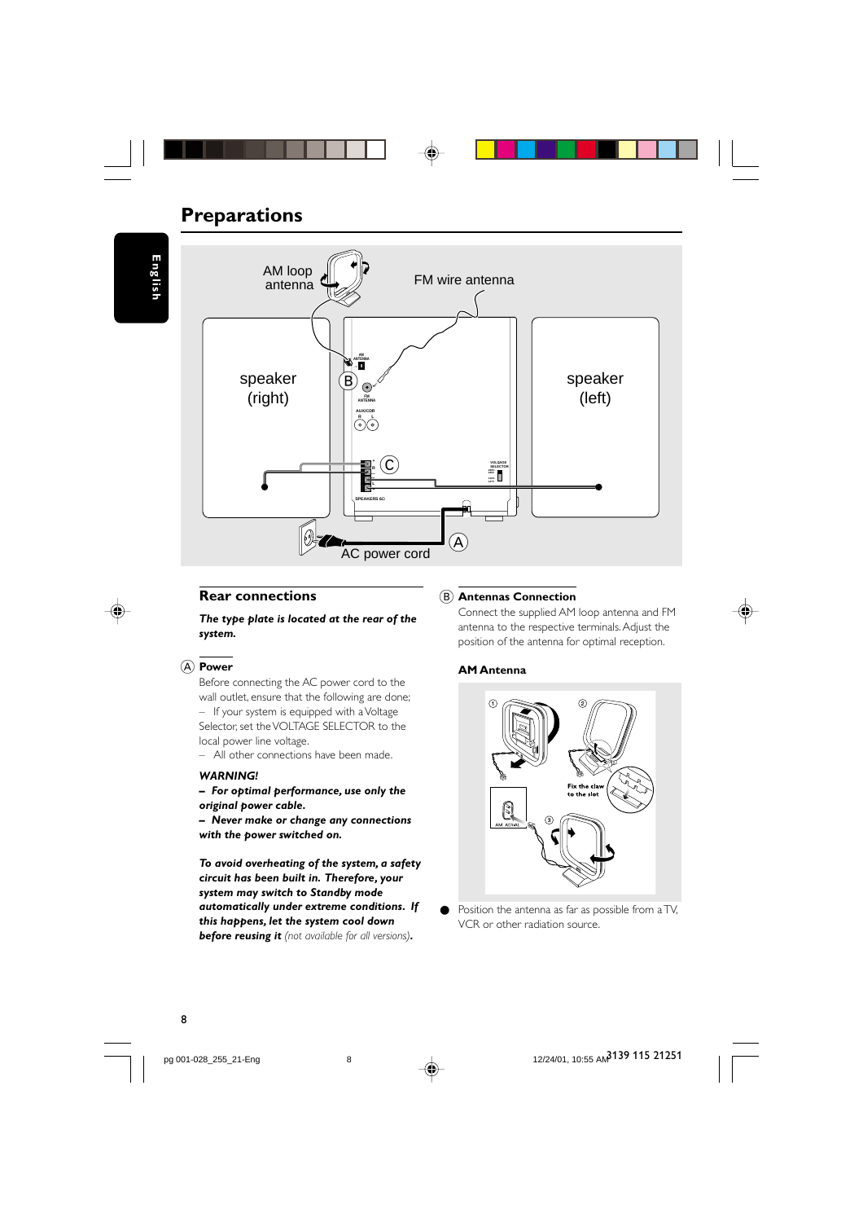# Preparations

## Rear connections

***The type plate is located at the rear of the system.***

Ⓐ **Power**

Before connecting the AC power cord to the wall outlet, ensure that the following are done;

– If your system is equipped with a Voltage Selector, set the VOLTAGE SELECTOR to the local power line voltage.

– All other connections have been made.

***WARNING!***

***– For optimal performance, use only the original power cable.***

***– Never make or change any connections with the power switched on.***

***To avoid overheating of the system, a safety circuit has been built in. Therefore, your system may switch to Standby mode automatically under extreme conditions. If this happens, let the system cool down before reusing it*** *(not available for all versions)*.

Ⓑ **Antennas Connection**

Connect the supplied AM loop antenna and FM antenna to the respective terminals. Adjust the position of the antenna for optimal reception.

**AM Antenna**

- Position the antenna as far as possible from a TV, VCR or other radiation source.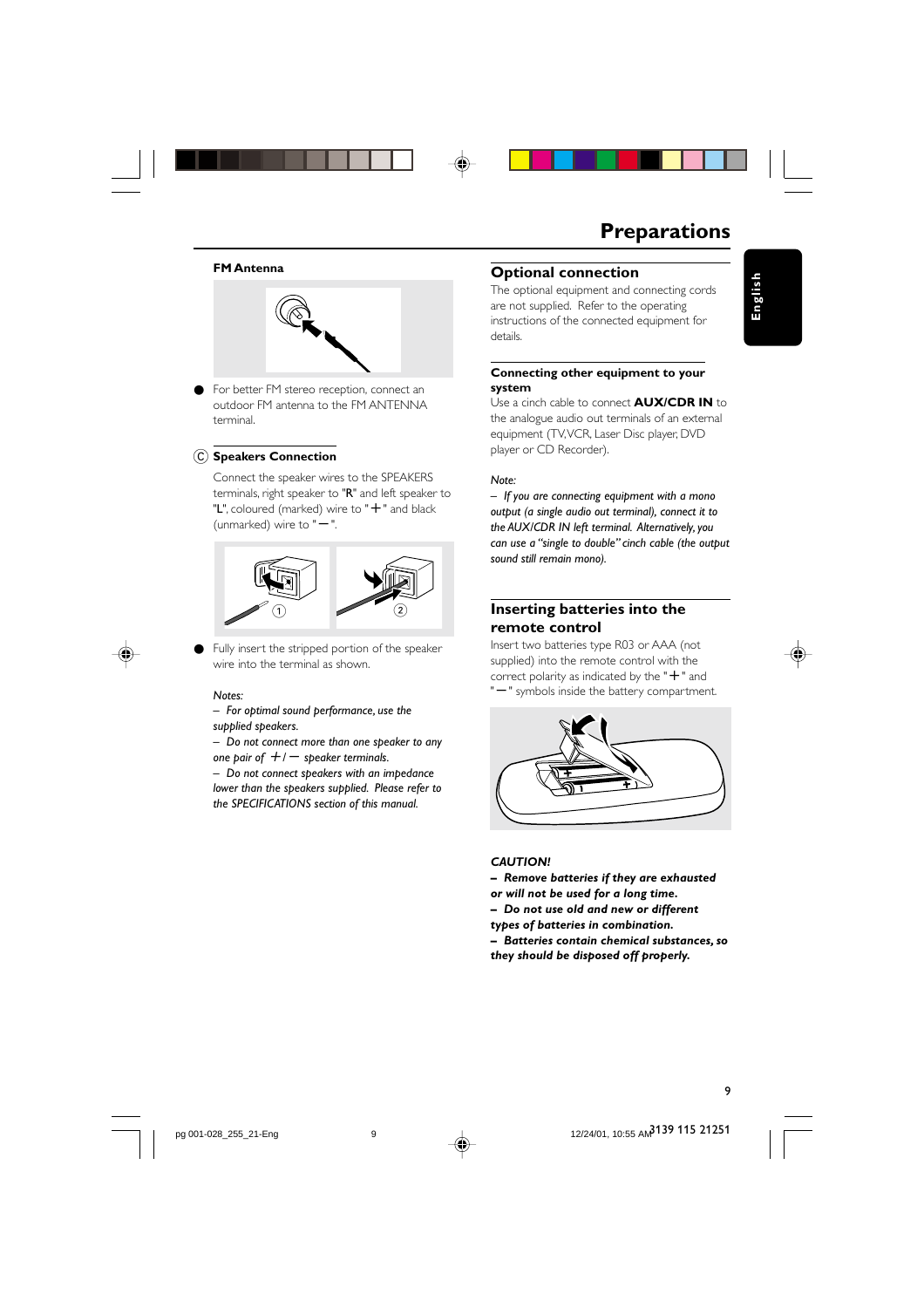# Preparations

**FM Antenna**

- For better FM stereo reception, connect an outdoor FM antenna to the FM ANTENNA terminal.

### Ⓒ Speakers Connection

Connect the speaker wires to the SPEAKERS terminals, right speaker to "R" and left speaker to "L", coloured (marked) wire to "+" and black (unmarked) wire to "–".

- Fully insert the stripped portion of the speaker wire into the terminal as shown.

*Notes:*

*– For optimal sound performance, use the supplied speakers.*

*– Do not connect more than one speaker to any one pair of +/– speaker terminals.*

*– Do not connect speakers with an impedance lower than the speakers supplied. Please refer to the SPECIFICATIONS section of this manual.*

## Optional connection

The optional equipment and connecting cords are not supplied. Refer to the operating instructions of the connected equipment for details.

### Connecting other equipment to your system

Use a cinch cable to connect **AUX/CDR IN** to the analogue audio out terminals of an external equipment (TV, VCR, Laser Disc player, DVD player or CD Recorder).

*Note:*

*– If you are connecting equipment with a mono output (a single audio out terminal), connect it to the AUX/CDR IN left terminal. Alternatively, you can use a "single to double" cinch cable (the output sound still remain mono).*

## Inserting batteries into the remote control

Insert two batteries type R03 or AAA (not supplied) into the remote control with the correct polarity as indicated by the "+" and "–" symbols inside the battery compartment.

***CAUTION!***

***– Remove batteries if they are exhausted or will not be used for a long time.***

***– Do not use old and new or different types of batteries in combination.***

***– Batteries contain chemical substances, so they should be disposed off properly.***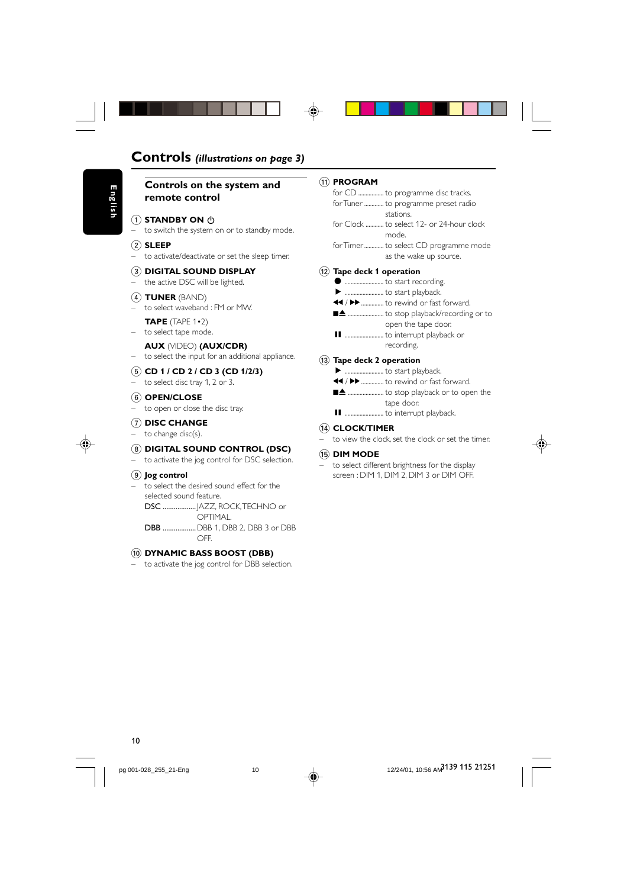# Controls *(illustrations on page 3)*

English

## Controls on the system and remote control

① **STANDBY ON** ⏻
– to switch the system on or to standby mode.

② **SLEEP**
– to activate/deactivate or set the sleep timer.

③ **DIGITAL SOUND DISPLAY**
– the active DSC will be lighted.

④ **TUNER** (BAND)
– to select waveband : FM or MW.

**TAPE** (TAPE 1•2)
– to select tape mode.

**AUX** (VIDEO) **(AUX/CDR)**
– to select the input for an additional appliance.

⑤ **CD 1 / CD 2 / CD 3 (CD 1/2/3)**
– to select disc tray 1, 2 or 3.

⑥ **OPEN/CLOSE**
– to open or close the disc tray.

⑦ **DISC CHANGE**
– to change disc(s).

⑧ **DIGITAL SOUND CONTROL (DSC)**
– to activate the jog control for DSC selection.

⑨ **Jog control**
– to select the desired sound effect for the selected sound feature.
DSC .................. JAZZ, ROCK, TECHNO or OPTIMAL.
DBB .................. DBB 1, DBB 2, DBB 3 or DBB OFF.

⑩ **DYNAMIC BASS BOOST (DBB)**
– to activate the jog control for DBB selection.

⑪ **PROGRAM**
for CD ................ to programme disc tracks.
for Tuner ............ to programme preset radio stations.
for Clock ........... to select 12- or 24-hour clock mode.
for Timer............ to select CD programme mode as the wake up source.

⑫ **Tape deck 1 operation**
● ......................... to start recording.
▶ ......................... to start playback.
◀◀ / ▶▶ ............. to rewind or fast forward.
■▲ ....................... to stop playback/recording or to open the tape door.
❚❚ ......................... to interrupt playback or recording.

⑬ **Tape deck 2 operation**
▶ ......................... to start playback.
◀◀ / ▶▶ ............. to rewind or fast forward.
■▲ ....................... to stop playback or to open the tape door.
❚❚ ......................... to interrupt playback.

⑭ **CLOCK/TIMER**
– to view the clock, set the clock or set the timer.

⑮ **DIM MODE**
– to select different brightness for the display screen : DIM 1, DIM 2, DIM 3 or DIM OFF.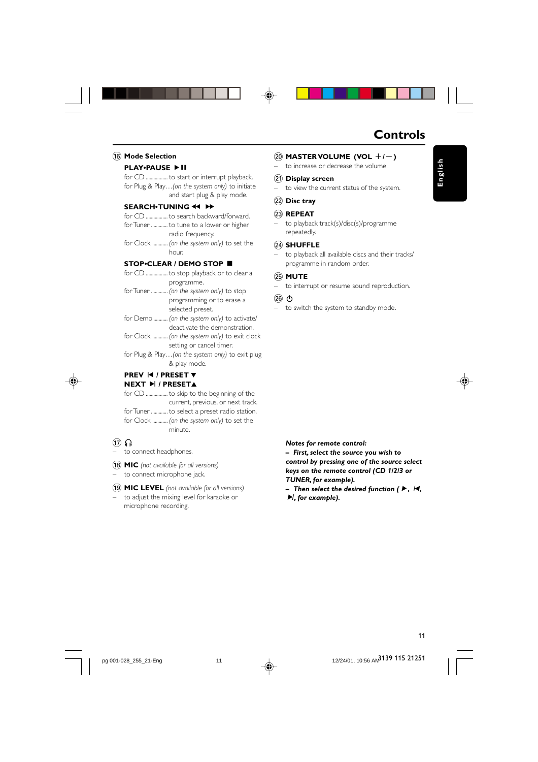# Controls

English

⑯ **Mode Selection**

**PLAY•PAUSE ▶II**

for CD ................ to start or interrupt playback.
for Plug & Play…*(on the system only)* to initiate and start plug & play mode.

**SEARCH•TUNING ◀◀ ▶▶**

for CD ................ to search backward/forward.
for Tuner ............ to tune to a lower or higher radio frequency.
for Clock ........... *(on the system only)* to set the hour.

**STOP•CLEAR / DEMO STOP ■**

for CD ................ to stop playback or to clear a programme.
for Tuner ............ *(on the system only)* to stop programming or to erase a selected preset.
for Demo .......... *(on the system only)* to activate/ deactivate the demonstration.
for Clock ........... *(on the system only)* to exit clock setting or cancel timer.
for Plug & Play…*(on the system only)* to exit plug & play mode.

**PREV I◀ / PRESET ▼**
**NEXT ▶I / PRESET▲**

for CD ................ to skip to the beginning of the current, previous, or next track.
for Tuner ............ to select a preset radio station.
for Clock ........... *(on the system only)* to set the minute.

⑰ 🎧
– to connect headphones.

⑱ **MIC** *(not available for all versions)*
– to connect microphone jack.

⑲ **MIC LEVEL** *(not available for all versions)*
– to adjust the mixing level for karaoke or microphone recording.

⑳ **MASTER VOLUME (VOL +/–)**
– to increase or decrease the volume.

㉑ **Display screen**
– to view the current status of the system.

㉒ **Disc tray**

㉓ **REPEAT**
– to playback track(s)/disc(s)/programme repeatedly.

㉔ **SHUFFLE**
– to playback all available discs and their tracks/ programme in random order.

㉕ **MUTE**
– to interrupt or resume sound reproduction.

㉖ ⏻
– to switch the system to standby mode.

***Notes for remote control:***
***– First, select the source you wish to control by pressing one of the source select keys on the remote control (CD 1/2/3 or TUNER, for example).***
***– Then select the desired function ( ▶, I◀, ▶I, for example).***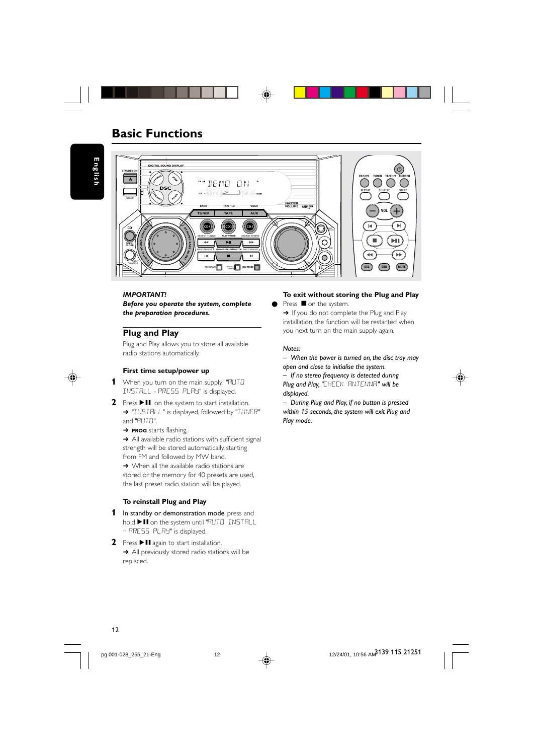# Basic Functions

*IMPORTANT!*
***Before you operate the system, complete the preparation procedures.***

## Plug and Play

Plug and Play allows you to store all available radio stations automatically.

### First time setup/power up

1. When you turn on the main supply, "AUTO INSTALL - PRESS PLAY" is displayed.
2. Press ▶II on the system to start installation.
   ➜ "INSTALL" is displayed, followed by "TUNER" and "AUTO".
   ➜ **PROG** starts flashing.
   ➜ All available radio stations with sufficient signal strength will be stored automatically, starting from FM and followed by MW band.
   ➜ When all the available radio stations are stored or the memory for 40 presets are used, the last preset radio station will be played.

### To reinstall Plug and Play

1. In standby or demonstration mode, press and hold ▶II on the system until "AUTO INSTALL - PRESS PLAY" is displayed.
2. Press ▶II again to start installation.
   ➜ All previously stored radio stations will be replaced.

### To exit without storing the Plug and Play

- Press ■ on the system.
  ➜ If you do not complete the Plug and Play installation, the function will be restarted when you next turn on the main supply again.

*Notes:*
*– When the power is turned on, the disc tray may open and close to initialise the system.*
*– If no stereo frequency is detected during Plug and Play, "CHECK ANTENNA" will be displayed.*
*– During Plug and Play, if no button is pressed within 15 seconds, the system will exit Plug and Play mode.*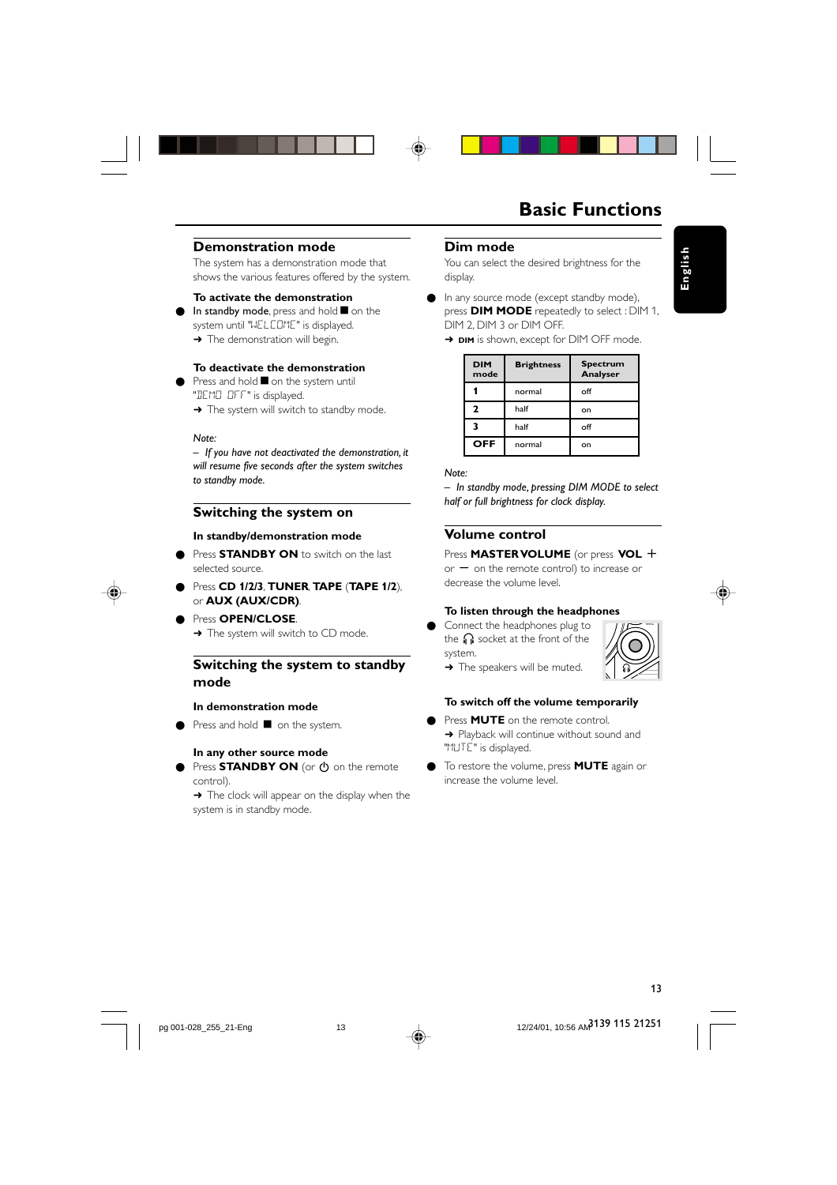# Basic Functions

English

## Demonstration mode

The system has a demonstration mode that shows the various features offered by the system.

### To activate the demonstration

- In standby mode, press and hold ■ on the system until "WELCOME" is displayed.
  ➜ The demonstration will begin.

### To deactivate the demonstration

- Press and hold ■ on the system until "DEMO OFF" is displayed.
  ➜ The system will switch to standby mode.

*Note:*
*– If you have not deactivated the demonstration, it will resume five seconds after the system switches to standby mode.*

## Switching the system on

### In standby/demonstration mode

- Press **STANDBY ON** to switch on the last selected source.
- Press **CD 1/2/3**, **TUNER**, **TAPE** (**TAPE 1/2**), or **AUX (AUX/CDR)**.
- Press **OPEN/CLOSE**.
  ➜ The system will switch to CD mode.

## Switching the system to standby mode

### In demonstration mode

- Press and hold ■ on the system.

### In any other source mode

- Press **STANDBY ON** (or ⏻ on the remote control).
  ➜ The clock will appear on the display when the system is in standby mode.

## Dim mode

You can select the desired brightness for the display.

- In any source mode (except standby mode), press **DIM MODE** repeatedly to select : DIM 1, DIM 2, DIM 3 or DIM OFF.
  ➜ **DIM** is shown, except for DIM OFF mode.

| DIM mode | Brightness | Spectrum Analyser |
|---|---|---|
| 1 | normal | off |
| 2 | half | on |
| 3 | half | off |
| OFF | normal | on |

*Note:*
*– In standby mode, pressing DIM MODE to select half or full brightness for clock display.*

## Volume control

Press **MASTER VOLUME** (or press **VOL +** or **–** on the remote control) to increase or decrease the volume level.

### To listen through the headphones

- Connect the headphones plug to the 🎧 socket at the front of the system.
  ➜ The speakers will be muted.

### To switch off the volume temporarily

- Press **MUTE** on the remote control.
  ➜ Playback will continue without sound and "MUTE" is displayed.
- To restore the volume, press **MUTE** again or increase the volume level.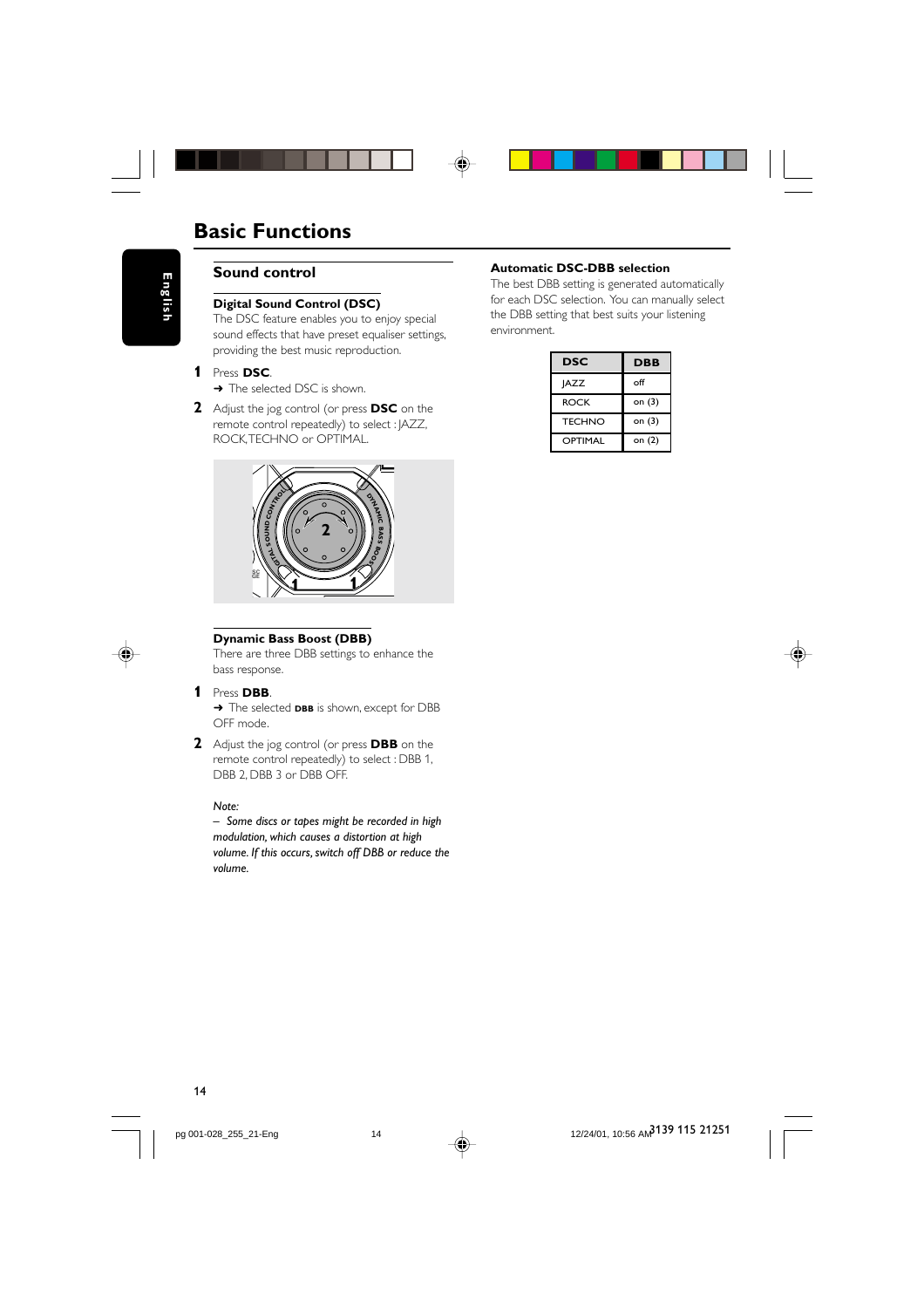# Basic Functions

## Sound control

### Digital Sound Control (DSC)

The DSC feature enables you to enjoy special sound effects that have preset equaliser settings, providing the best music reproduction.

**1** Press **DSC**.
➜ The selected DSC is shown.

**2** Adjust the jog control (or press **DSC** on the remote control repeatedly) to select : JAZZ, ROCK,TECHNO or OPTIMAL.

### Dynamic Bass Boost (DBB)

There are three DBB settings to enhance the bass response.

**1** Press **DBB**.
➜ The selected **DBB** is shown, except for DBB OFF mode.

**2** Adjust the jog control (or press **DBB** on the remote control repeatedly) to select : DBB 1, DBB 2, DBB 3 or DBB OFF.

*Note:*
*– Some discs or tapes might be recorded in high modulation, which causes a distortion at high volume. If this occurs, switch off DBB or reduce the volume.*

### Automatic DSC-DBB selection

The best DBB setting is generated automatically for each DSC selection. You can manually select the DBB setting that best suits your listening environment.

| DSC | DBB |
|---|---|
| JAZZ | off |
| ROCK | on (3) |
| TECHNO | on (3) |
| OPTIMAL | on (2) |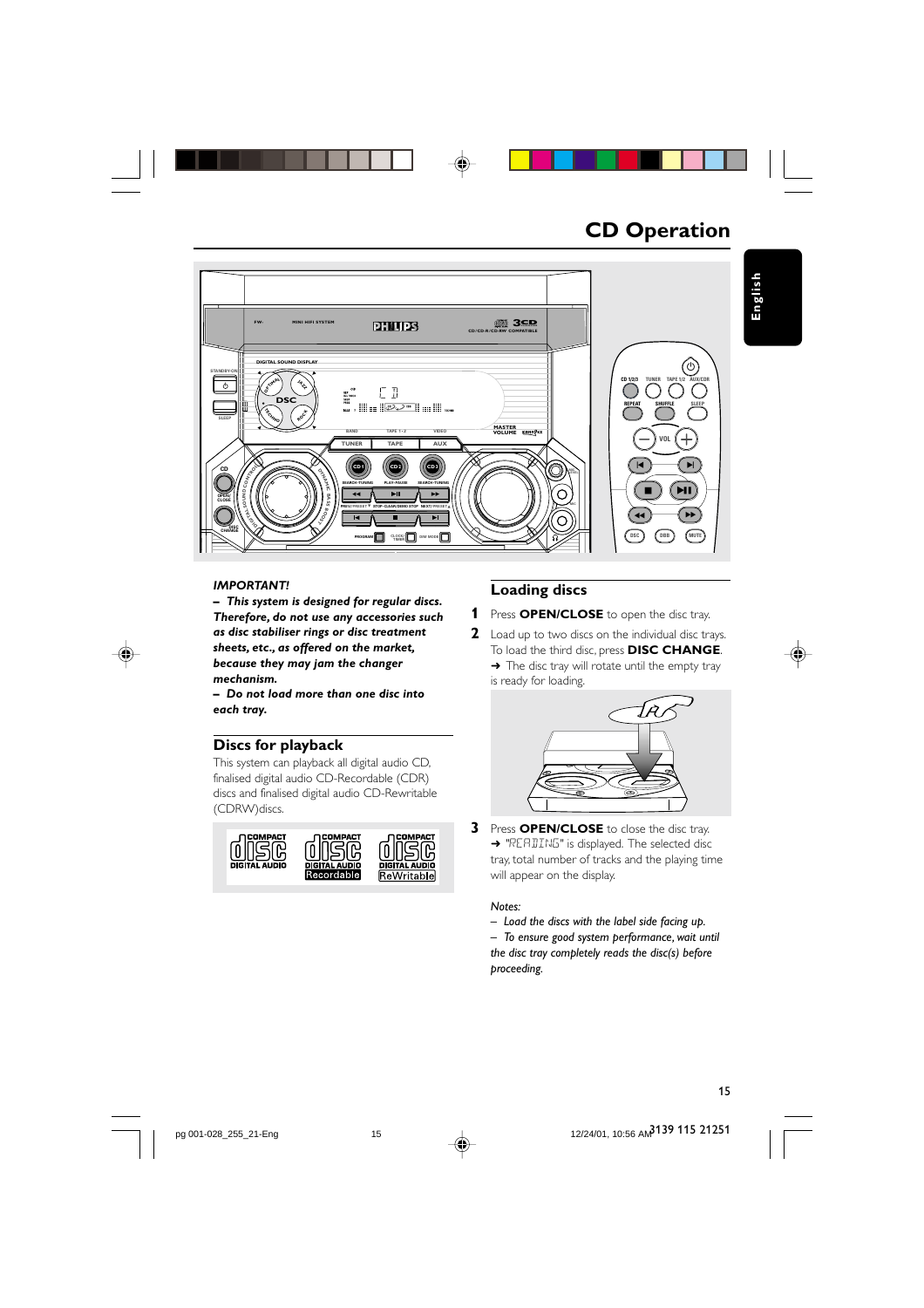# CD Operation

***IMPORTANT!***

***– This system is designed for regular discs. Therefore, do not use any accessories such as disc stabiliser rings or disc treatment sheets, etc., as offered on the market, because they may jam the changer mechanism.***

***– Do not load more than one disc into each tray.***

## Discs for playback

This system can playback all digital audio CD, finalised digital audio CD-Recordable (CDR) discs and finalised digital audio CD-Rewritable (CDRW)discs.

## Loading discs

**1** Press **OPEN/CLOSE** to open the disc tray.

**2** Load up to two discs on the individual disc trays. To load the third disc, press **DISC CHANGE**.
➜ The disc tray will rotate until the empty tray is ready for loading.

**3** Press **OPEN/CLOSE** to close the disc tray.
➜ "READING" is displayed. The selected disc tray, total number of tracks and the playing time will appear on the display.

*Notes:*

*– Load the discs with the label side facing up.*

*– To ensure good system performance, wait until the disc tray completely reads the disc(s) before proceeding.*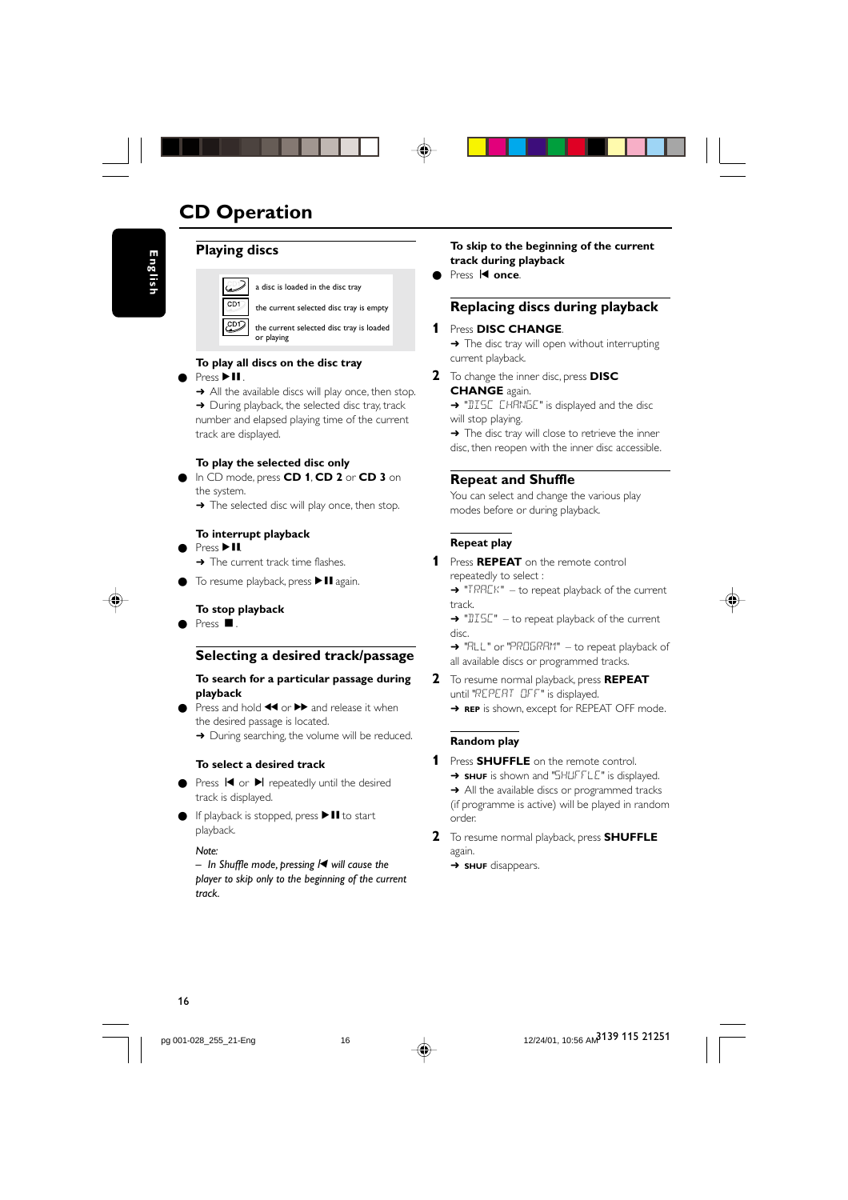# CD Operation

English

## Playing discs

| | |
|---|---|
| (disc icon) | a disc is loaded in the disc tray |
| CD1 | the current selected disc tray is empty |
| CD1 (disc icon) | the current selected disc tray is loaded or playing |

**To play all discs on the disc tray**

- Press ▶II.
  ➜ All the available discs will play once, then stop.
  ➜ During playback, the selected disc tray, track number and elapsed playing time of the current track are displayed.

**To play the selected disc only**

- In CD mode, press **CD 1**, **CD 2** or **CD 3** on the system.
  ➜ The selected disc will play once, then stop.

**To interrupt playback**

- Press ▶II.
  ➜ The current track time flashes.
- To resume playback, press ▶II again.

**To stop playback**

- Press ■.

## Selecting a desired track/passage

**To search for a particular passage during playback**

- Press and hold ◀◀ or ▶▶ and release it when the desired passage is located.
  ➜ During searching, the volume will be reduced.

**To select a desired track**

- Press I◀ or ▶I repeatedly until the desired track is displayed.
- If playback is stopped, press ▶II to start playback.

*Note:*
*– In Shuffle mode, pressing I◀ will cause the player to skip only to the beginning of the current track.*

**To skip to the beginning of the current track during playback**

- Press I◀ **once**.

## Replacing discs during playback

**1** Press **DISC CHANGE**.
➜ The disc tray will open without interrupting current playback.

**2** To change the inner disc, press **DISC CHANGE** again.
➜ "DISC CHANGE" is displayed and the disc will stop playing.
➜ The disc tray will close to retrieve the inner disc, then reopen with the inner disc accessible.

## Repeat and Shuffle

You can select and change the various play modes before or during playback.

**Repeat play**

**1** Press **REPEAT** on the remote control repeatedly to select :
➜ "TRACK" – to repeat playback of the current track.
➜ "DISC" – to repeat playback of the current disc.
➜ "ALL" or "PROGRAM" – to repeat playback of all available discs or programmed tracks.

**2** To resume normal playback, press **REPEAT** until "REPEAT OFF" is displayed.
➜ **REP** is shown, except for REPEAT OFF mode.

**Random play**

**1** Press **SHUFFLE** on the remote control.
➜ **SHUF** is shown and "SHUFFLE" is displayed.
➜ All the available discs or programmed tracks (if programme is active) will be played in random order.

**2** To resume normal playback, press **SHUFFLE** again.
➜ **SHUF** disappears.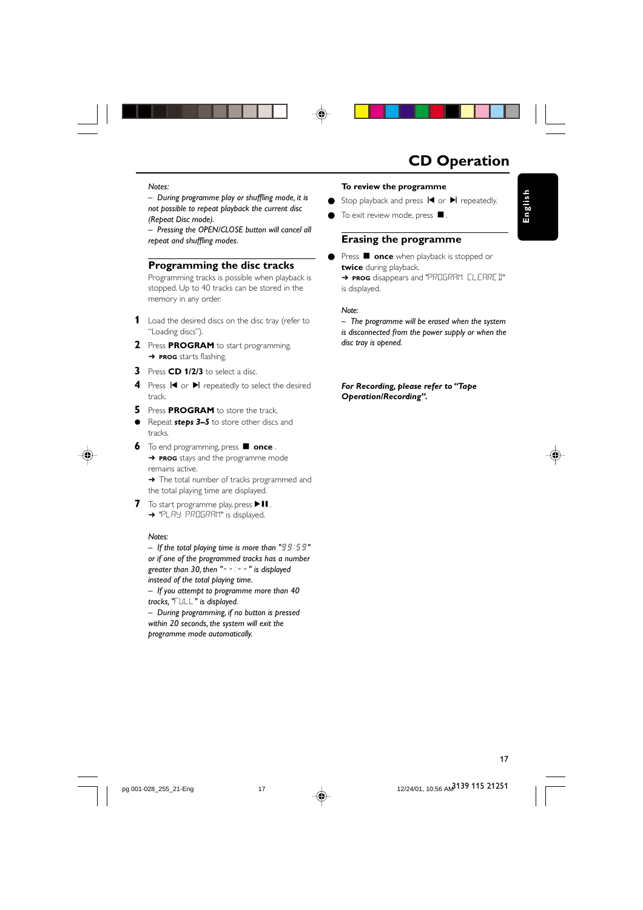# CD Operation

*Notes:*

*– During programme play or shuffling mode, it is not possible to repeat playback the current disc (Repeat Disc mode).*

*– Pressing the OPEN/CLOSE button will cancel all repeat and shuffling modes.*

## Programming the disc tracks

Programming tracks is possible when playback is stopped. Up to 40 tracks can be stored in the memory in any order.

**1** Load the desired discs on the disc tray (refer to "Loading discs").

**2** Press **PROGRAM** to start programming.
➜ **PROG** starts flashing.

**3** Press **CD 1/2/3** to select a disc.

**4** Press ⏮ or ⏭ repeatedly to select the desired track.

**5** Press **PROGRAM** to store the track.

● Repeat ***steps 3–5*** to store other discs and tracks.

**6** To end programming, press ■ **once** .
➜ **PROG** stays and the programme mode remains active.
➜ The total number of tracks programmed and the total playing time are displayed.

**7** To start programme play, press ▶⏸ .
➜ "PLAY PROGRAM" is displayed.

*Notes:*

*– If the total playing time is more than "99:59" or if one of the programmed tracks has a number greater than 30, then "- -:- -" is displayed instead of the total playing time.*

*– If you attempt to programme more than 40 tracks, "FULL" is displayed.*

*– During programming, if no button is pressed within 20 seconds, the system will exit the programme mode automatically.*

### To review the programme

● Stop playback and press ⏮ or ⏭ repeatedly.

● To exit review mode, press ■ .

## Erasing the programme

● Press ■ **once** when playback is stopped or **twice** during playback.
➜ **PROG** disappears and "PROGRAM CLEARED" is displayed.

*Note:*

*– The programme will be erased when the system is disconnected from the power supply or when the disc tray is opened.*

***For Recording, please refer to "Tape Operation/Recording".***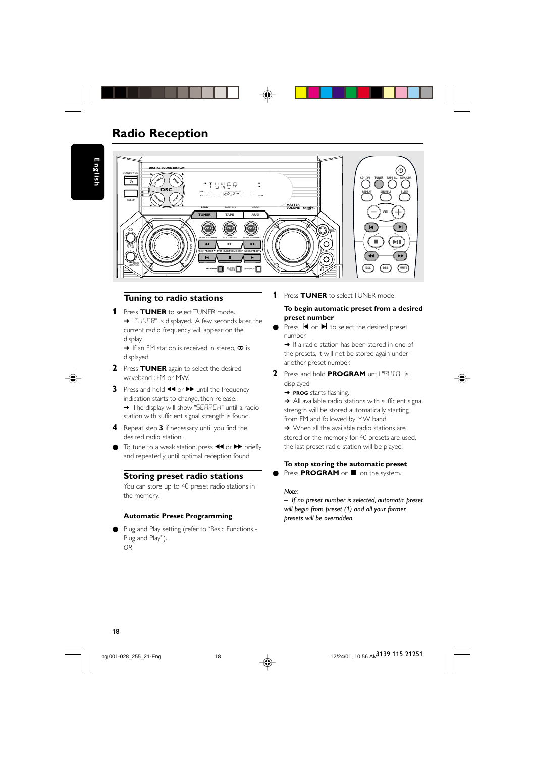# Radio Reception

## Tuning to radio stations

**1** Press **TUNER** to select TUNER mode.
➜ "TUNER" is displayed. A few seconds later, the current radio frequency will appear on the display.
➜ If an FM station is received in stereo, ꝏ is displayed.

**2** Press **TUNER** again to select the desired waveband : FM or MW.

**3** Press and hold ◀◀ or ▶▶ until the frequency indication starts to change, then release.
➜ The display will show "SEARCH" until a radio station with sufficient signal strength is found.

**4** Repeat step **3** if necessary until you find the desired radio station.

● To tune to a weak station, press ◀◀ or ▶▶ briefly and repeatedly until optimal reception found.

## Storing preset radio stations

You can store up to 40 preset radio stations in the memory.

### Automatic Preset Programming

● Plug and Play setting (refer to "Basic Functions - Plug and Play").
*OR*

**1** Press **TUNER** to select TUNER mode.

**To begin automatic preset from a desired preset number**

● Press |◀ or ▶| to select the desired preset number.
➜ If a radio station has been stored in one of the presets, it will not be stored again under another preset number.

**2** Press and hold **PROGRAM** until "AUTO" is displayed.
➜ **PROG** starts flashing.
➜ All available radio stations with sufficient signal strength will be stored automatically, starting from FM and followed by MW band.
➜ When all the available radio stations are stored or the memory for 40 presets are used, the last preset radio station will be played.

**To stop storing the automatic preset**

● Press **PROGRAM** or ■ on the system.

*Note:*
*– If no preset number is selected, automatic preset will begin from preset (1) and all your former presets will be overridden.*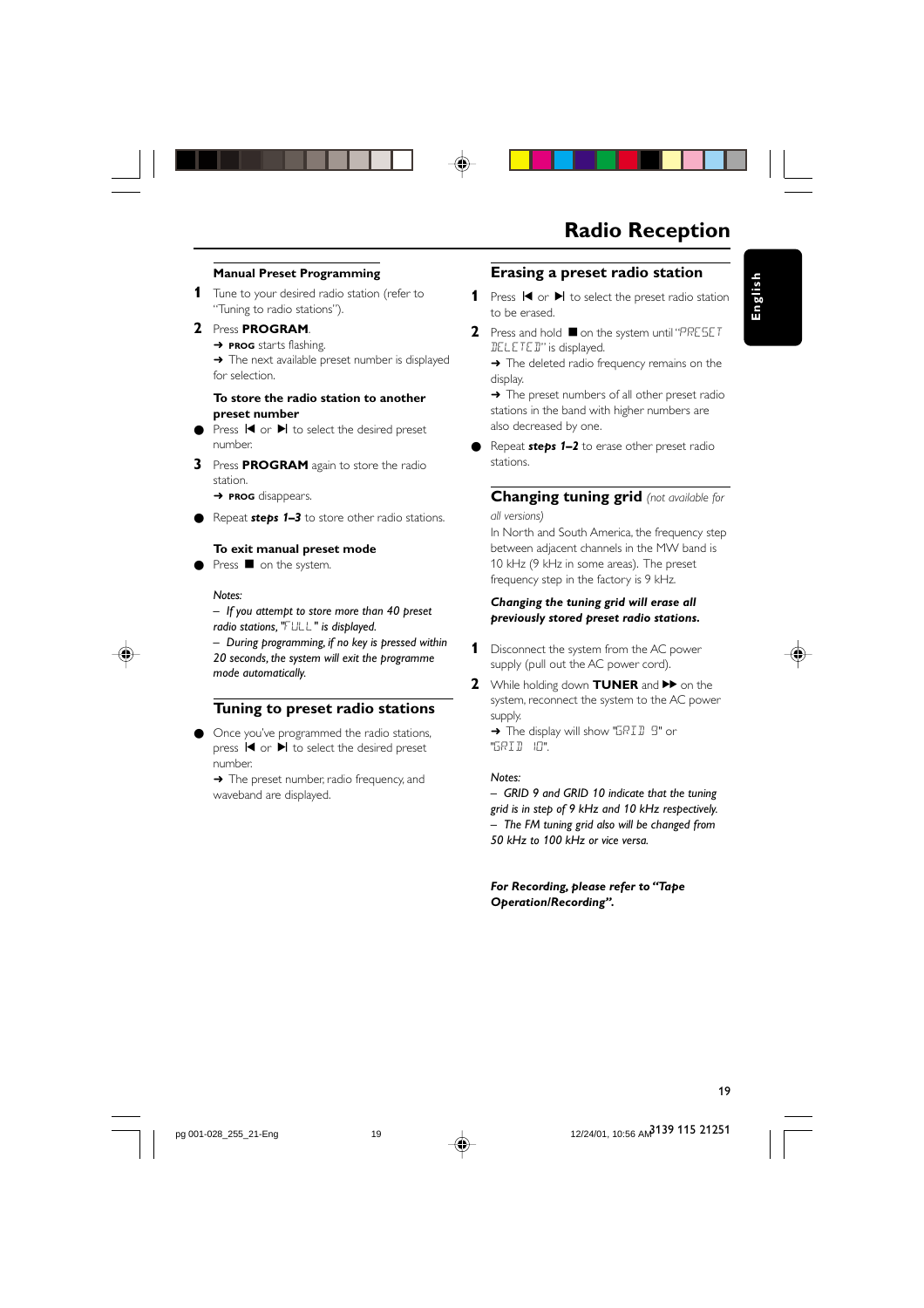# Radio Reception

### Manual Preset Programming

**1** Tune to your desired radio station (refer to "Tuning to radio stations").

**2** Press **PROGRAM**.
➜ **PROG** starts flashing.
➜ The next available preset number is displayed for selection.

**To store the radio station to another preset number**

- Press ⏮ or ⏭ to select the desired preset number.

**3** Press **PROGRAM** again to store the radio station.
➜ **PROG** disappears.

- Repeat ***steps 1–3*** to store other radio stations.

**To exit manual preset mode**

- Press ■ on the system.

*Notes:*
*– If you attempt to store more than 40 preset radio stations, "FULL" is displayed.*
*– During programming, if no key is pressed within 20 seconds, the system will exit the programme mode automatically.*

## Tuning to preset radio stations

- Once you've programmed the radio stations, press ⏮ or ⏭ to select the desired preset number.
➜ The preset number, radio frequency, and waveband are displayed.

## Erasing a preset radio station

**1** Press ⏮ or ⏭ to select the preset radio station to be erased.

**2** Press and hold ■ on the system until "PRESET DELETED" is displayed.
➜ The deleted radio frequency remains on the display.
➜ The preset numbers of all other preset radio stations in the band with higher numbers are also decreased by one.

- Repeat ***steps 1–2*** to erase other preset radio stations.

## Changing tuning grid *(not available for all versions)*

In North and South America, the frequency step between adjacent channels in the MW band is 10 kHz (9 kHz in some areas). The preset frequency step in the factory is 9 kHz.

***Changing the tuning grid will erase all previously stored preset radio stations.***

**1** Disconnect the system from the AC power supply (pull out the AC power cord).

**2** While holding down **TUNER** and ⏩ on the system, reconnect the system to the AC power supply.
➜ The display will show "GRID 9" or "GRID 10".

*Notes:*
*– GRID 9 and GRID 10 indicate that the tuning grid is in step of 9 kHz and 10 kHz respectively.*
*– The FM tuning grid also will be changed from 50 kHz to 100 kHz or vice versa.*

***For Recording, please refer to "Tape Operation/Recording".***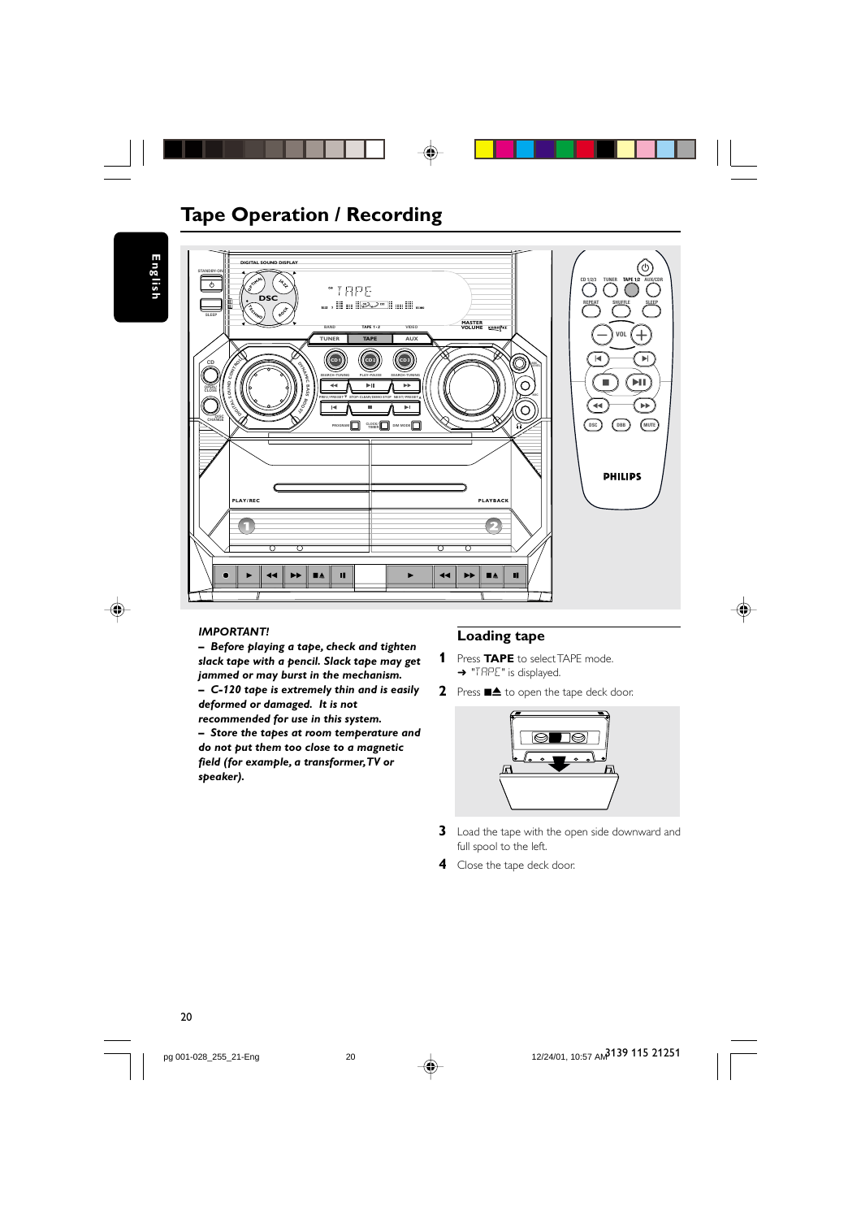# Tape Operation / Recording

***IMPORTANT!***

***– Before playing a tape, check and tighten slack tape with a pencil. Slack tape may get jammed or may burst in the mechanism.***

***– C-120 tape is extremely thin and is easily deformed or damaged. It is not recommended for use in this system.***

***– Store the tapes at room temperature and do not put them too close to a magnetic field (for example, a transformer, TV or speaker).***

## Loading tape

1. Press **TAPE** to select TAPE mode.
   ➜ "TAPE" is displayed.
2. Press ■▲ to open the tape deck door.
3. Load the tape with the open side downward and full spool to the left.
4. Close the tape deck door.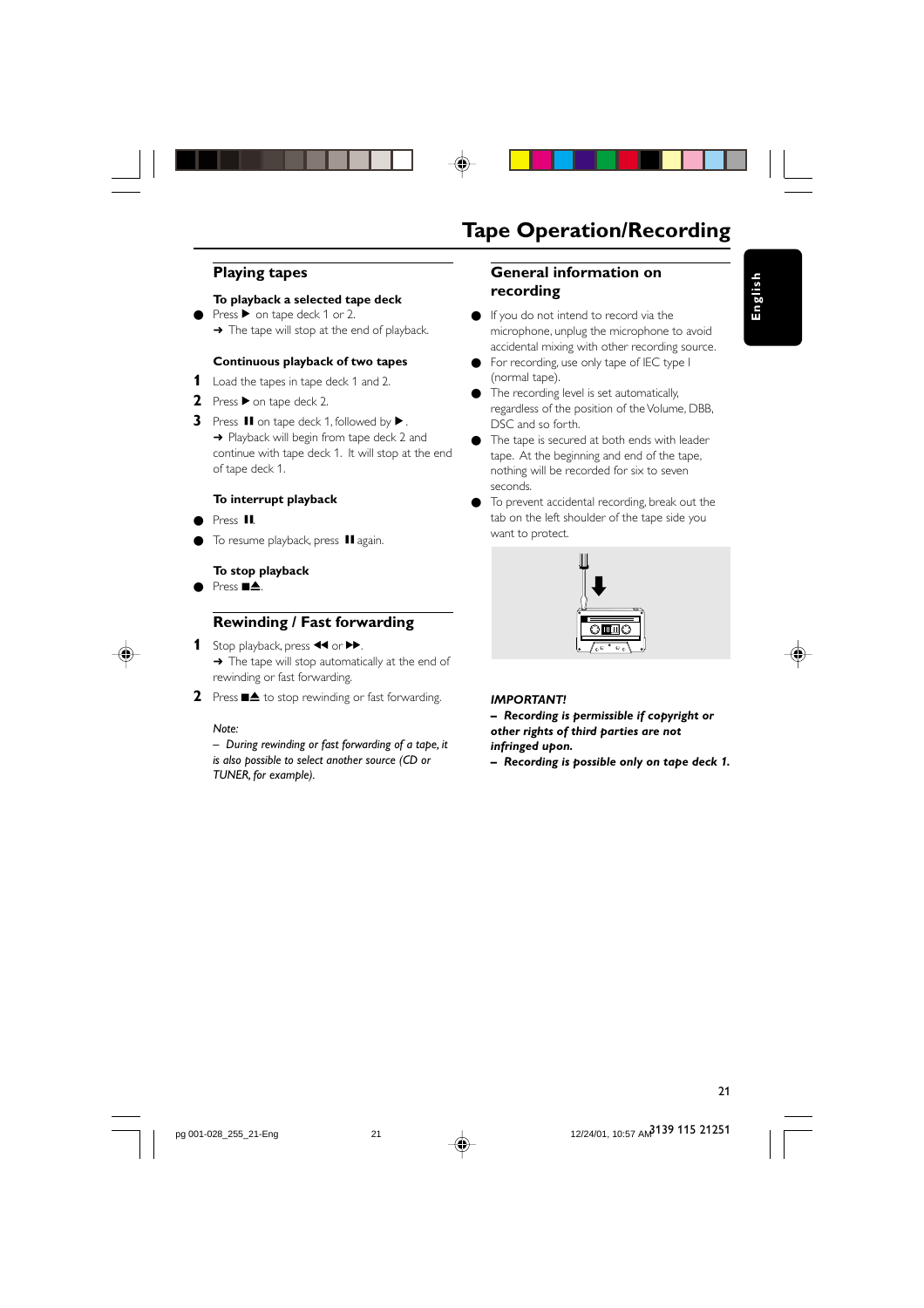# Tape Operation/Recording

## Playing tapes

**To playback a selected tape deck**

- Press ▶ on tape deck 1 or 2.
  ➜ The tape will stop at the end of playback.

**Continuous playback of two tapes**

1. Load the tapes in tape deck 1 and 2.
2. Press ▶ on tape deck 2.
3. Press ❚❚ on tape deck 1, followed by ▶.
   ➜ Playback will begin from tape deck 2 and continue with tape deck 1. It will stop at the end of tape deck 1.

**To interrupt playback**

- Press ❚❚.
- To resume playback, press ❚❚ again.

**To stop playback**

- Press ■⏏.

## Rewinding / Fast forwarding

1. Stop playback, press ◀◀ or ▶▶.
   ➜ The tape will stop automatically at the end of rewinding or fast forwarding.
2. Press ■⏏ to stop rewinding or fast forwarding.

*Note:*
*– During rewinding or fast forwarding of a tape, it is also possible to select another source (CD or TUNER, for example).*

## General information on recording

- If you do not intend to record via the microphone, unplug the microphone to avoid accidental mixing with other recording source.
- For recording, use only tape of IEC type I (normal tape).
- The recording level is set automatically, regardless of the position of the Volume, DBB, DSC and so forth.
- The tape is secured at both ends with leader tape. At the beginning and end of the tape, nothing will be recorded for six to seven seconds.
- To prevent accidental recording, break out the tab on the left shoulder of the tape side you want to protect.

***IMPORTANT!***
***– Recording is permissible if copyright or other rights of third parties are not infringed upon.***
***– Recording is possible only on tape deck 1.***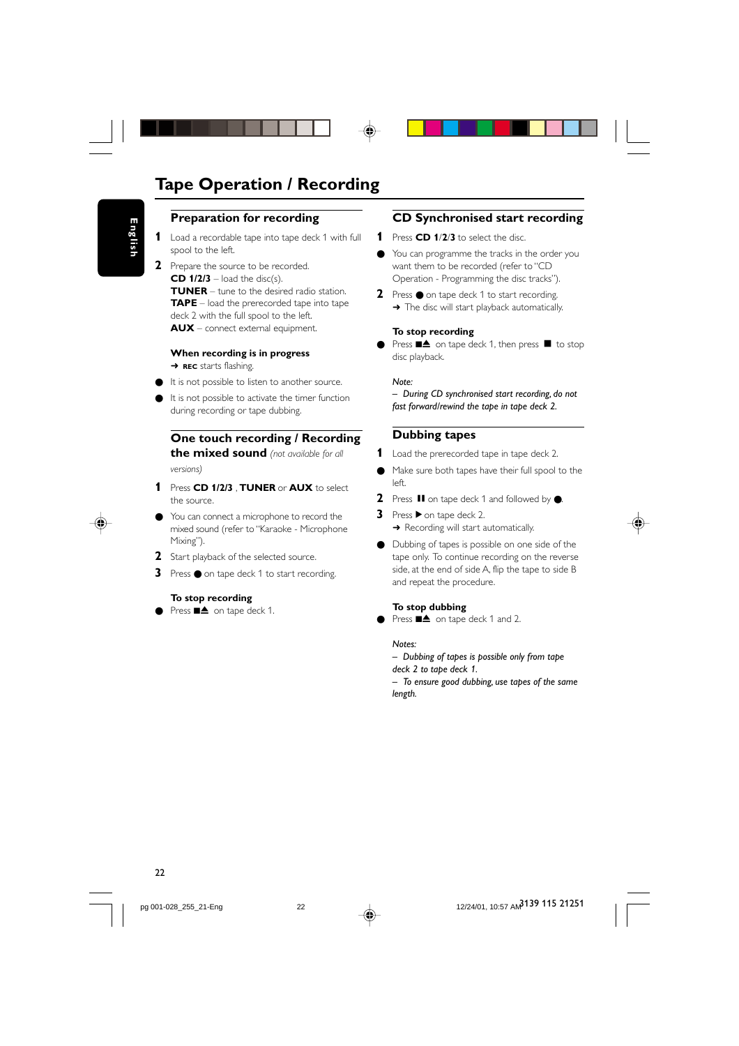# Tape Operation / Recording

## Preparation for recording

**1** Load a recordable tape into tape deck 1 with full spool to the left.

**2** Prepare the source to be recorded.
**CD 1/2/3** – load the disc(s).
**TUNER** – tune to the desired radio station.
**TAPE** – load the prerecorded tape into tape deck 2 with the full spool to the left.
**AUX** – connect external equipment.

**When recording is in progress**
➜ **REC** starts flashing.

- It is not possible to listen to another source.
- It is not possible to activate the timer function during recording or tape dubbing.

## One touch recording / Recording the mixed sound *(not available for all versions)*

**1** Press **CD 1/2/3** , **TUNER** or **AUX** to select the source.

- You can connect a microphone to record the mixed sound (refer to "Karaoke - Microphone Mixing").

**2** Start playback of the selected source.

**3** Press ● on tape deck 1 to start recording.

**To stop recording**

- Press ■▲ on tape deck 1.

## CD Synchronised start recording

**1** Press **CD 1**/**2**/**3** to select the disc.

- You can programme the tracks in the order you want them to be recorded (refer to "CD Operation - Programming the disc tracks").

**2** Press ● on tape deck 1 to start recording.
➜ The disc will start playback automatically.

**To stop recording**

- Press ■▲ on tape deck 1, then press ■ to stop disc playback.

*Note:*
*– During CD synchronised start recording, do not fast forward/rewind the tape in tape deck 2.*

## Dubbing tapes

**1** Load the prerecorded tape in tape deck 2.

- Make sure both tapes have their full spool to the left.

**2** Press ❚❚ on tape deck 1 and followed by ●.

**3** Press ▶ on tape deck 2.
➜ Recording will start automatically.

- Dubbing of tapes is possible on one side of the tape only. To continue recording on the reverse side, at the end of side A, flip the tape to side B and repeat the procedure.

**To stop dubbing**

- Press ■▲ on tape deck 1 and 2.

*Notes:*
*– Dubbing of tapes is possible only from tape deck 2 to tape deck 1.*
*– To ensure good dubbing, use tapes of the same length.*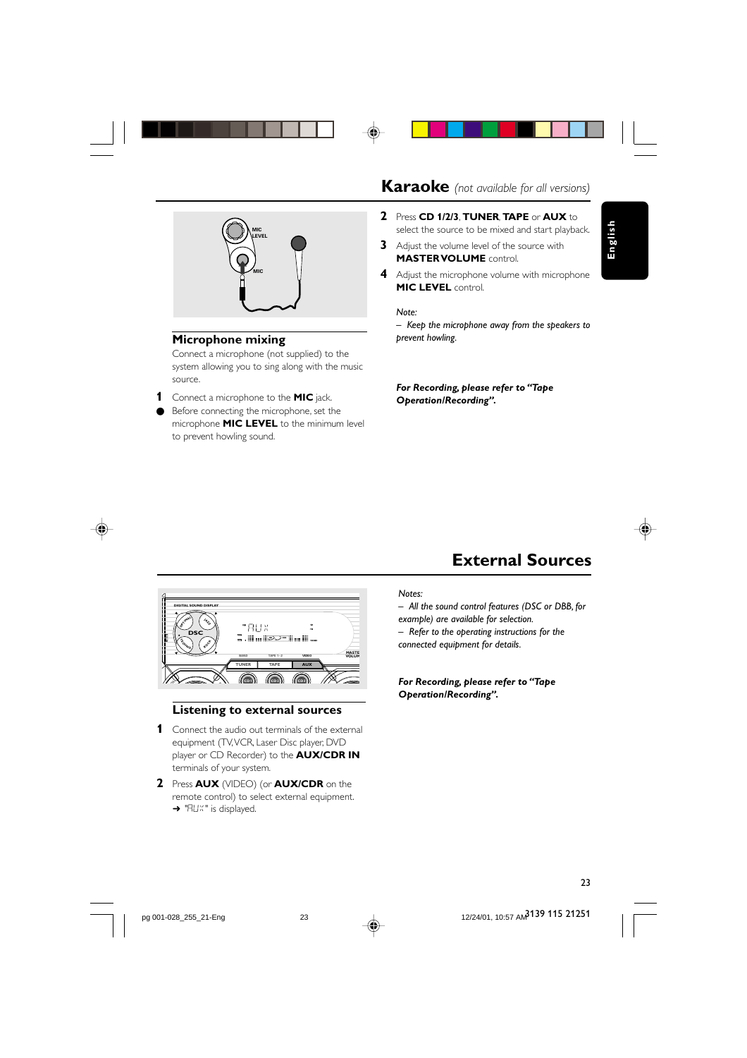# Karaoke *(not available for all versions)*

## Microphone mixing

Connect a microphone (not supplied) to the system allowing you to sing along with the music source.

1. Connect a microphone to the **MIC** jack.
   - Before connecting the microphone, set the microphone **MIC LEVEL** to the minimum level to prevent howling sound.
2. Press **CD 1/2/3**, **TUNER**, **TAPE** or **AUX** to select the source to be mixed and start playback.
3. Adjust the volume level of the source with **MASTER VOLUME** control.
4. Adjust the microphone volume with microphone **MIC LEVEL** control.

*Note:*
*– Keep the microphone away from the speakers to prevent howling.*

***For Recording, please refer to "Tape Operation/Recording".***

# External Sources

## Listening to external sources

1. Connect the audio out terminals of the external equipment (TV, VCR, Laser Disc player, DVD player or CD Recorder) to the **AUX/CDR IN** terminals of your system.
2. Press **AUX** (VIDEO) (or **AUX/CDR** on the remote control) to select external equipment.
   ➜ "AUX" is displayed.

*Notes:*
*– All the sound control features (DSC or DBB, for example) are available for selection.*
*– Refer to the operating instructions for the connected equipment for details.*

***For Recording, please refer to "Tape Operation/Recording".***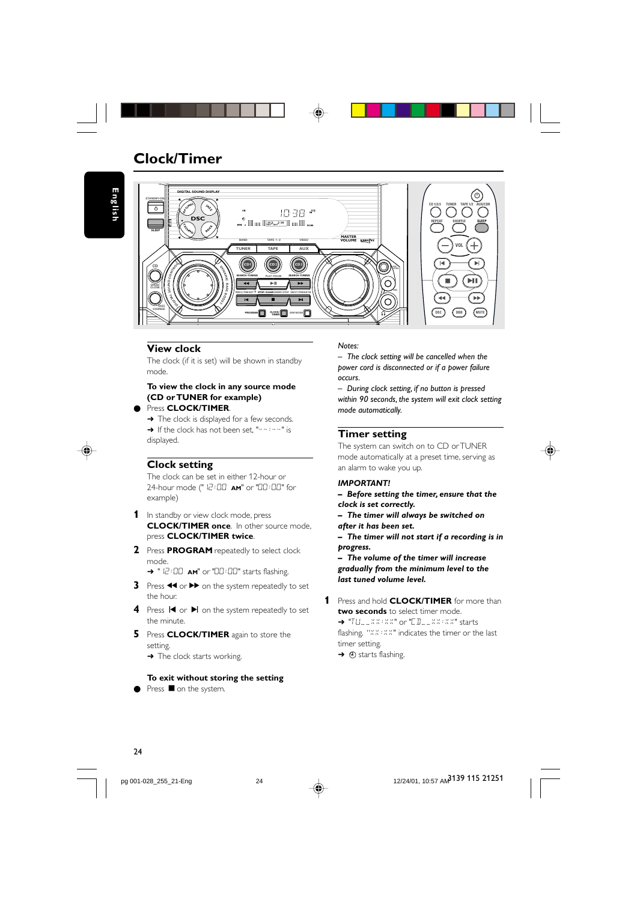# Clock/Timer

## View clock

The clock (if it is set) will be shown in standby mode.

**To view the clock in any source mode (CD or TUNER for example)**

- Press **CLOCK/TIMER**.
  → The clock is displayed for a few seconds.
  → If the clock has not been set, "-- : --" is displayed.

## Clock setting

The clock can be set in either 12-hour or 24-hour mode (" 12:00 AM" or "00:00" for example)

1. In standby or view clock mode, press **CLOCK/TIMER once**. In other source mode, press **CLOCK/TIMER twice**.
2. Press **PROGRAM** repeatedly to select clock mode.
   → " 12:00 AM" or "00:00" starts flashing.
3. Press ◀◀ or ▶▶ on the system repeatedly to set the hour.
4. Press |◀ or ▶| on the system repeatedly to set the minute.
5. Press **CLOCK/TIMER** again to store the setting.
   → The clock starts working.

**To exit without storing the setting**

- Press ■ on the system.

*Notes:*
*– The clock setting will be cancelled when the power cord is disconnected or if a power failure occurs.*
*– During clock setting, if no button is pressed within 90 seconds, the system will exit clock setting mode automatically.*

## Timer setting

The system can switch on to CD or TUNER mode automatically at a preset time, serving as an alarm to wake you up.

***IMPORTANT!***
***– Before setting the timer, ensure that the clock is set correctly.***
***– The timer will always be switched on after it has been set.***
***– The timer will not start if a recording is in progress.***
***– The volume of the timer will increase gradually from the minimum level to the last tuned volume level.***

1. Press and hold **CLOCK/TIMER** for more than **two seconds** to select timer mode.
   → "TU_ _XX:XX" or "CD_ _XX:XX" starts flashing. "XX:XX" indicates the timer or the last timer setting.
   → ⏲ starts flashing.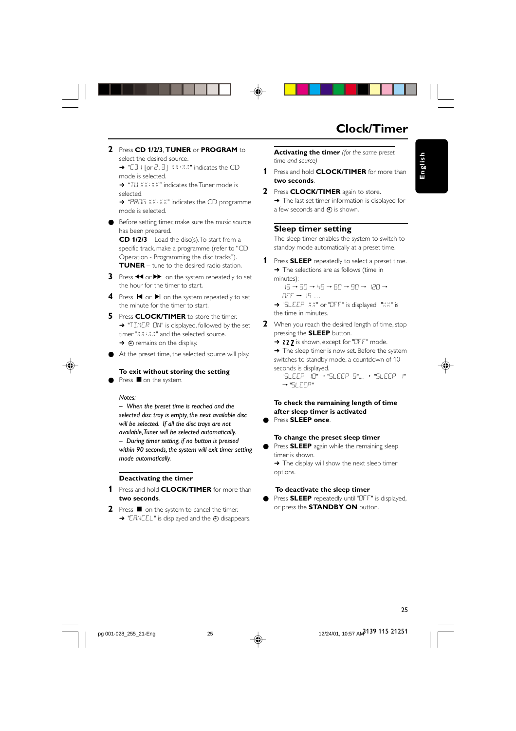# Clock/Timer

**2** Press **CD 1/2/3**, **TUNER** or **PROGRAM** to select the desired source.
➜ "CD 1 [or 2, 3] XX:XX" indicates the CD mode is selected.
➜ "TU XX:XX" indicates the Tuner mode is selected.
➜ "PROG XX:XX" indicates the CD programme mode is selected.

● Before setting timer, make sure the music source has been prepared.
**CD 1/2/3** – Load the disc(s). To start from a specific track, make a programme (refer to "CD Operation - Programming the disc tracks").
**TUNER** – tune to the desired radio station.

**3** Press ◀◀ or ▶▶ on the system repeatedly to set the hour for the timer to start.

**4** Press |◀ or ▶| on the system repeatedly to set the minute for the timer to start.

**5** Press **CLOCK/TIMER** to store the timer.
➜ "TIMER ON" is displayed, followed by the set timer "XX:XX" and the selected source.
➜ ⏲ remains on the display.

● At the preset time, the selected source will play.

**To exit without storing the setting**

● Press ■ on the system.

*Notes:*
*– When the preset time is reached and the selected disc tray is empty, the next available disc will be selected. If all the disc trays are not available, Tuner will be selected automatically.*
*– During timer setting, if no button is pressed within 90 seconds, the system will exit timer setting mode automatically.*

**Deactivating the timer**

**1** Press and hold **CLOCK/TIMER** for more than **two seconds**.

**2** Press ■ on the system to cancel the timer.
➜ "CANCEL" is displayed and the ⏲ disappears.

**Activating the timer** *(for the same preset time and source)*

**1** Press and hold **CLOCK/TIMER** for more than **two seconds**.

**2** Press **CLOCK/TIMER** again to store.
➜ The last set timer information is displayed for a few seconds and ⏲ is shown.

## Sleep timer setting

The sleep timer enables the system to switch to standby mode automatically at a preset time.

**1** Press **SLEEP** repeatedly to select a preset time.
➜ The selections are as follows (time in minutes):
15 → 30 → 45 → 60 → 90 → 120 → OFF → 15 …
➜ "SLEEP XX" or "OFF" is displayed. "XX" is the time in minutes.

**2** When you reach the desired length of time, stop pressing the **SLEEP** button.
➜ zzz is shown, except for "OFF" mode.
➜ The sleep timer is now set. Before the system switches to standby mode, a countdown of 10 seconds is displayed.
"SLEEP 10" → "SLEEP 9".... → "SLEEP 1" → "SLEEP"

**To check the remaining length of time after sleep timer is activated**

● Press **SLEEP once**.

**To change the preset sleep timer**

● Press **SLEEP** again while the remaining sleep timer is shown.
➜ The display will show the next sleep timer options.

**To deactivate the sleep timer**

● Press **SLEEP** repeatedly until "OFF" is displayed, or press the **STANDBY ON** button.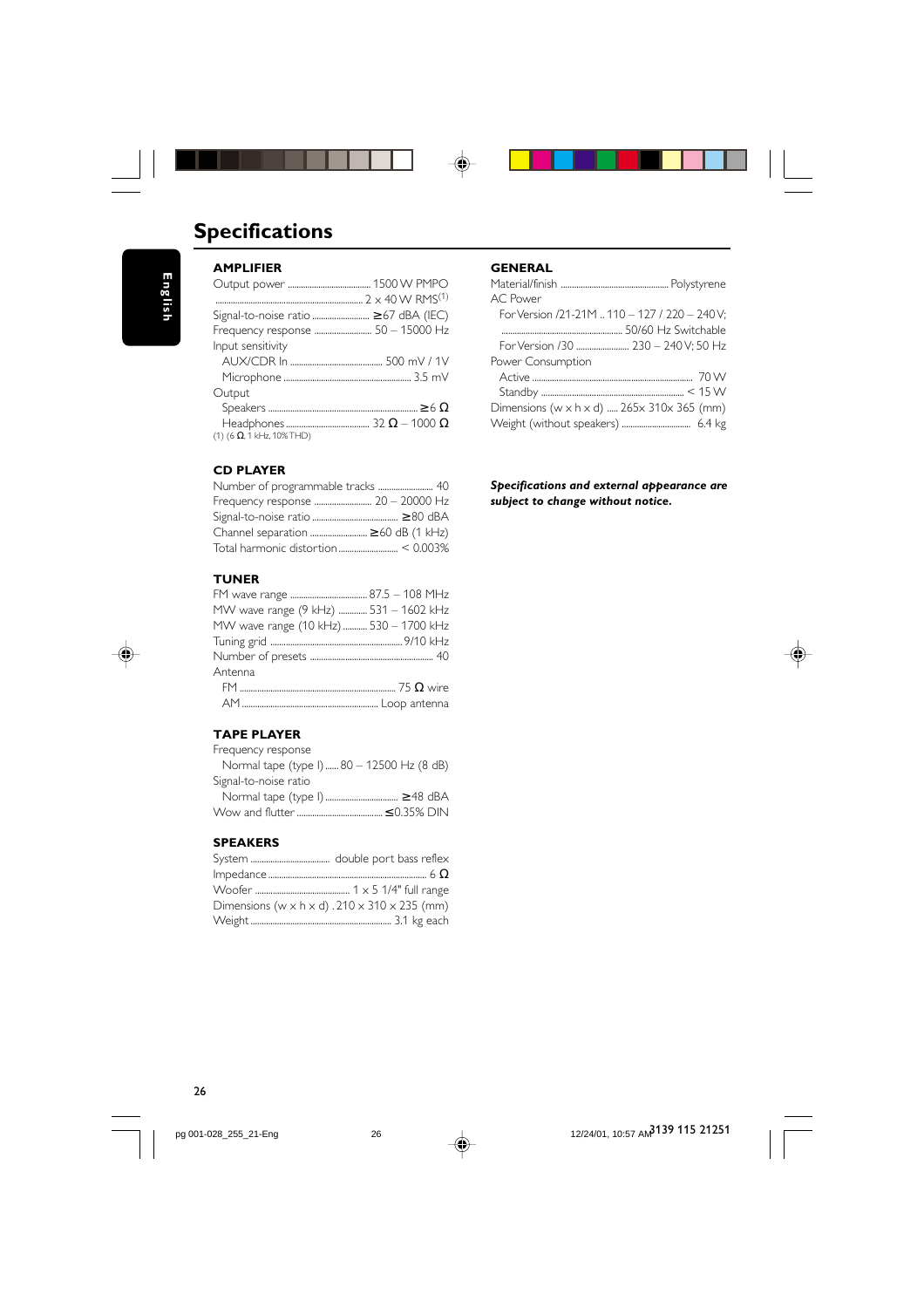# Specifications

## AMPLIFIER

Output power .................................... 1500 W PMPO
.................................................................. 2 x 40 W RMS(1)
Signal-to-noise ratio ......................... ≥67 dBA (IEC)
Frequency response ......................... 50 – 15000 Hz
Input sensitivity
  AUX/CDR In ........................................ 500 mV / 1V
  Microphone ........................................................ 3.5 mV
Output
  Speakers .................................................................. ≥6 Ω
  Headphones ...................................... 32 Ω – 1000 Ω

(1) (6 Ω, 1 kHz, 10% THD)

## CD PLAYER

Number of programmable tracks ........................ 40
Frequency response ......................... 20 – 20000 Hz
Signal-to-noise ratio ...................................... ≥80 dBA
Channel separation ......................... ≥60 dB (1 kHz)
Total harmonic distortion .......................... < 0.003%

## TUNER

FM wave range .................................. 87.5 – 108 MHz
MW wave range (9 kHz) ............ 531 – 1602 kHz
MW wave range (10 kHz) .......... 530 – 1700 kHz
Tuning grid ........................................................ 9/10 kHz
Number of presets ...................................................... 40
Antenna
  FM ...................................................................... 75 Ω wire
  AM ............................................................ Loop antenna

## TAPE PLAYER

Frequency response
  Normal tape (type I) ...... 80 – 12500 Hz (8 dB)
Signal-to-noise ratio
  Normal tape (type I) ................................ ≥48 dBA
Wow and flutter ...................................... ≤0.35% DIN

## SPEAKERS

System .................................. double port bass reflex
Impedance ...................................................................... 6 Ω
Woofer .......................................... 1 x 5 1/4" full range
Dimensions (w x h x d) . 210 x 310 x 235 (mm)
Weight .............................................................. 3.1 kg each

## GENERAL

Material/finish ................................................ Polystyrene
AC Power
  For Version /21-21M .. 110 – 127 / 220 – 240 V;
  ........................................................ 50/60 Hz Switchable
  For Version /30 ........................ 230 – 240 V; 50 Hz
Power Consumption
  Active ........................................................................ 70 W
  Standby ................................................................ < 15 W
Dimensions (w x h x d) ..... 265x 310x 365 (mm)
Weight (without speakers) ............................... 6.4 kg

***Specifications and external appearance are subject to change without notice.***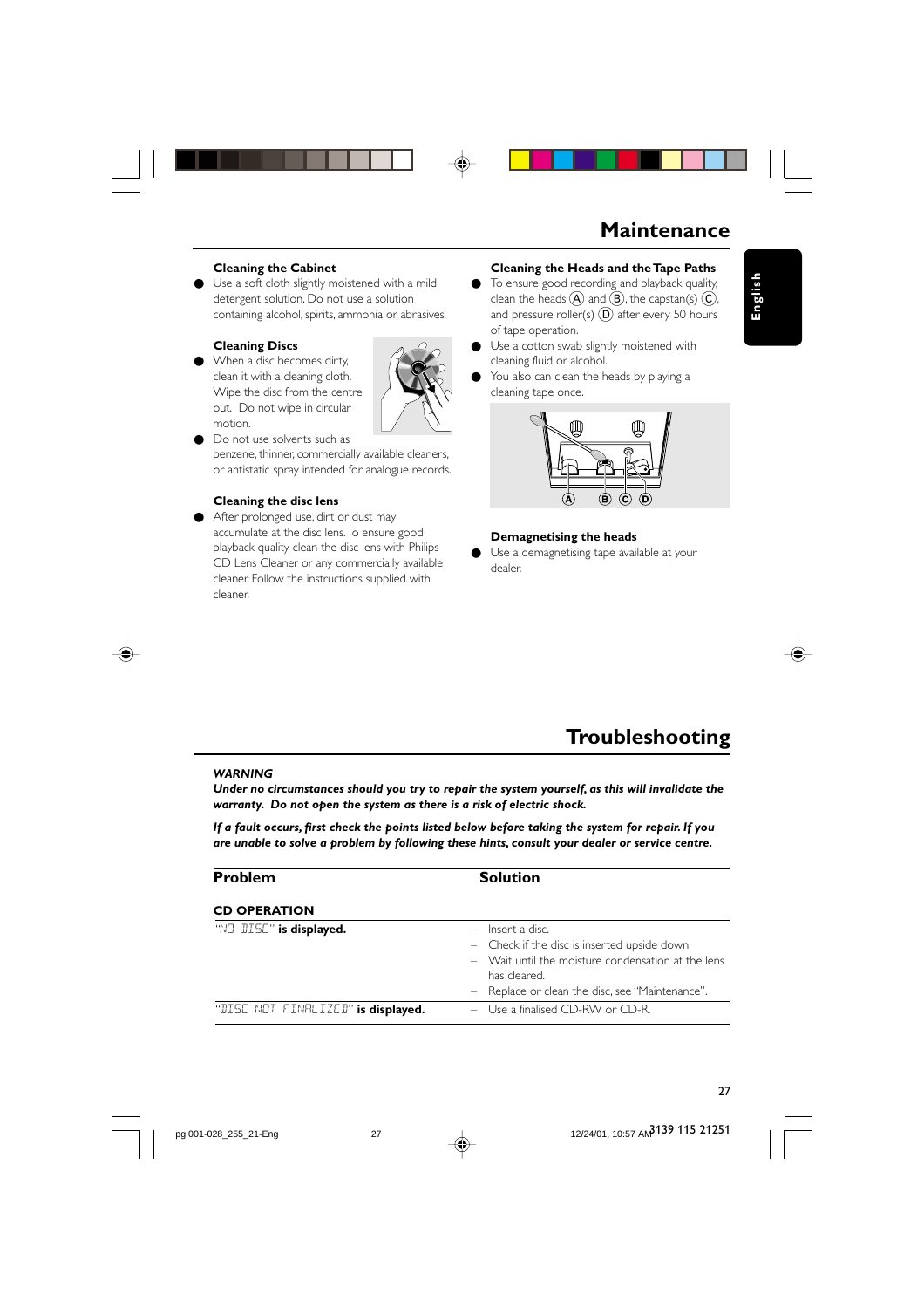# Maintenance

### Cleaning the Cabinet

- Use a soft cloth slightly moistened with a mild detergent solution. Do not use a solution containing alcohol, spirits, ammonia or abrasives.

### Cleaning Discs

- When a disc becomes dirty, clean it with a cleaning cloth. Wipe the disc from the centre out. Do not wipe in circular motion.
- Do not use solvents such as benzene, thinner, commercially available cleaners, or antistatic spray intended for analogue records.

### Cleaning the disc lens

- After prolonged use, dirt or dust may accumulate at the disc lens. To ensure good playback quality, clean the disc lens with Philips CD Lens Cleaner or any commercially available cleaner. Follow the instructions supplied with cleaner.

### Cleaning the Heads and the Tape Paths

- To ensure good recording and playback quality, clean the heads Ⓐ and Ⓑ, the capstan(s) Ⓒ, and pressure roller(s) Ⓓ after every 50 hours of tape operation.
- Use a cotton swab slightly moistened with cleaning fluid or alcohol.
- You also can clean the heads by playing a cleaning tape once.

### Demagnetising the heads

- Use a demagnetising tape available at your dealer.

# Troubleshooting

***WARNING***

***Under no circumstances should you try to repair the system yourself, as this will invalidate the warranty. Do not open the system as there is a risk of electric shock.***

***If a fault occurs, first check the points listed below before taking the system for repair. If you are unable to solve a problem by following these hints, consult your dealer or service centre.***

| Problem | Solution |
|---|---|
| **CD OPERATION** | |
| "NO DISC" **is displayed.** | – Insert a disc.<br>– Check if the disc is inserted upside down.<br>– Wait until the moisture condensation at the lens has cleared.<br>– Replace or clean the disc, see "Maintenance". |
| "DISC NOT FINALIZED" **is displayed.** | – Use a finalised CD-RW or CD-R. |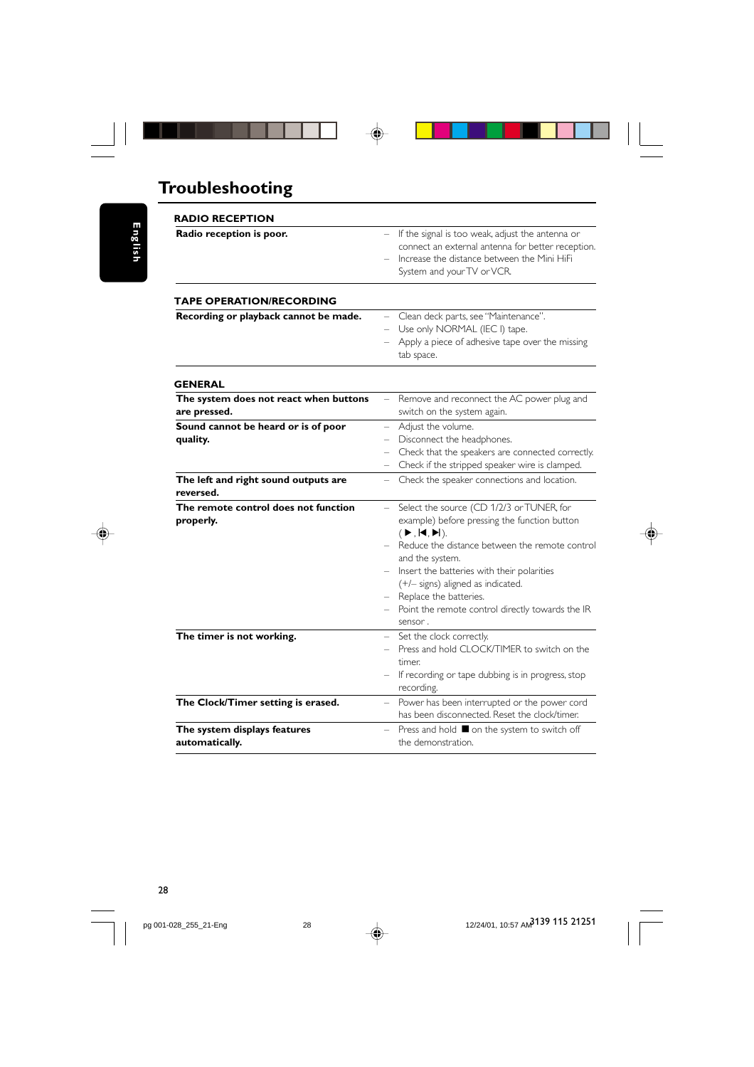# Troubleshooting

| RADIO RECEPTION | |
|---|---|
| **Radio reception is poor.** | – If the signal is too weak, adjust the antenna or connect an external antenna for better reception.<br>– Increase the distance between the Mini HiFi System and your TV or VCR. |

| TAPE OPERATION/RECORDING | |
|---|---|
| **Recording or playback cannot be made.** | – Clean deck parts, see "Maintenance".<br>– Use only NORMAL (IEC I) tape.<br>– Apply a piece of adhesive tape over the missing tab space. |

| GENERAL | |
|---|---|
| **The system does not react when buttons are pressed.** | – Remove and reconnect the AC power plug and switch on the system again. |
| **Sound cannot be heard or is of poor quality.** | – Adjust the volume.<br>– Disconnect the headphones.<br>– Check that the speakers are connected correctly.<br>– Check if the stripped speaker wire is clamped. |
| **The left and right sound outputs are reversed.** | – Check the speaker connections and location. |
| **The remote control does not function properly.** | – Select the source (CD 1/2/3 or TUNER, for example) before pressing the function button (▶, ⏮, ⏭).<br>– Reduce the distance between the remote control and the system.<br>– Insert the batteries with their polarities (+/– signs) aligned as indicated.<br>– Replace the batteries.<br>– Point the remote control directly towards the IR sensor . |
| **The timer is not working.** | – Set the clock correctly.<br>– Press and hold CLOCK/TIMER to switch on the timer.<br>– If recording or tape dubbing is in progress, stop recording. |
| **The Clock/Timer setting is erased.** | – Power has been interrupted or the power cord has been disconnected. Reset the clock/timer. |
| **The system displays features automatically.** | – Press and hold ■ on the system to switch off the demonstration. |